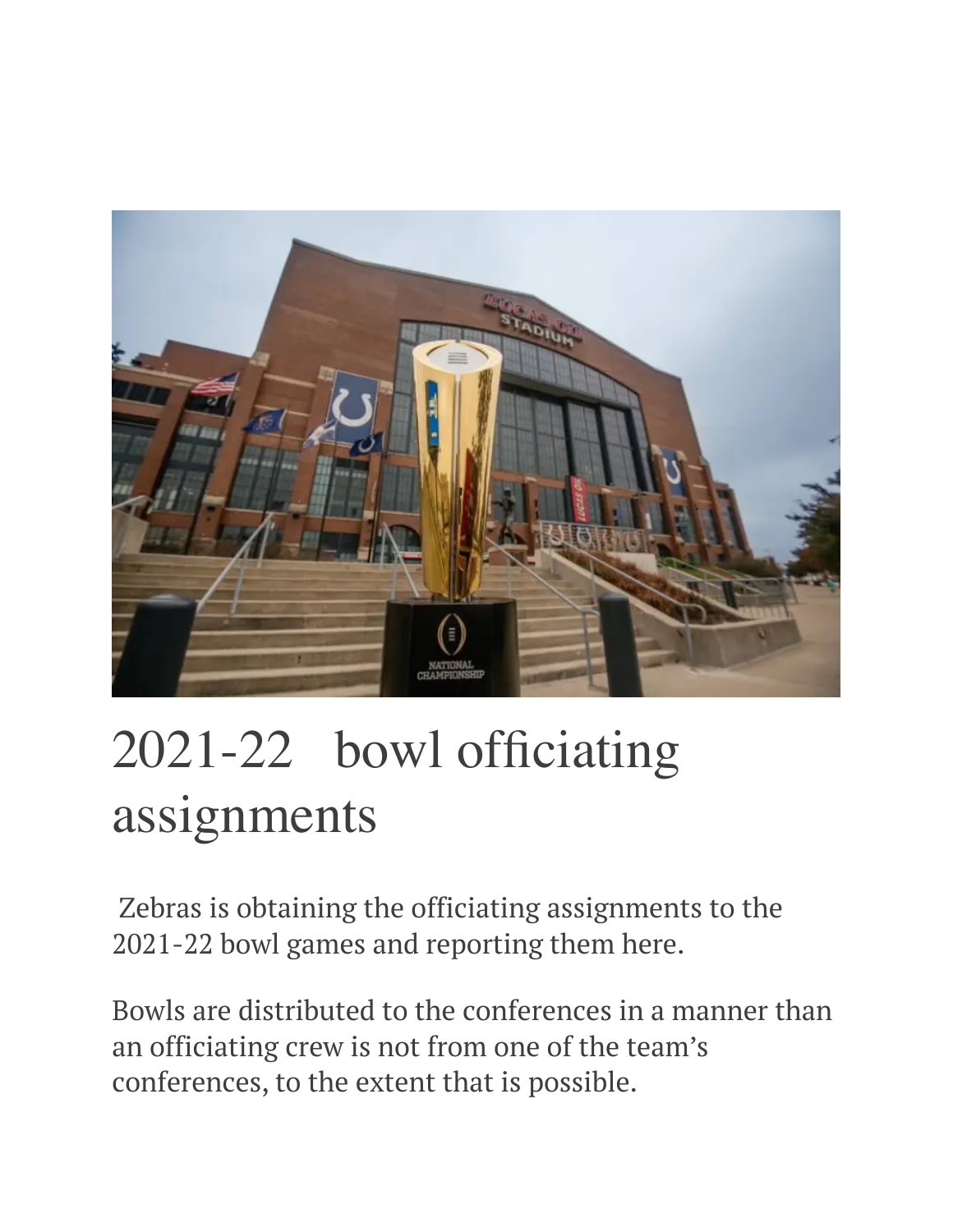# 2021-22 bowl officiating assignments

Zebras is obtaining the officiating assignments to the 2021-22 bowl games and reporting them here.

Bowls are distributed to the conferences in a manner than an officiating crew is not from one of the team's conferences, to the extent that is possible.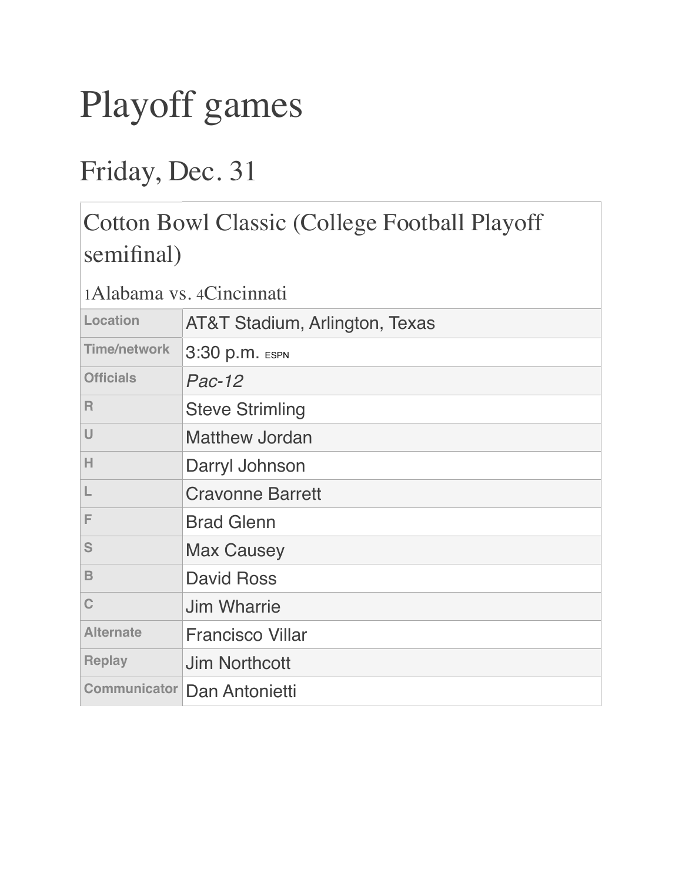# Playoff games

## Friday, Dec. 31

### Cotton Bowl Classic (College Football Playoff semifinal)

1Alabama vs. 4Cincinnati

| | |
|---|---|
| Location | AT&T Stadium, Arlington, Texas |
| Time/network | 3:30 p.m. ESPN |
| Officials | *Pac-12* |
| R | Steve Strimling |
| U | Matthew Jordan |
| H | Darryl Johnson |
| L | Cravonne Barrett |
| F | Brad Glenn |
| S | Max Causey |
| B | David Ross |
| C | Jim Wharrie |
| Alternate | Francisco Villar |
| Replay | Jim Northcott |
| Communicator | Dan Antonietti |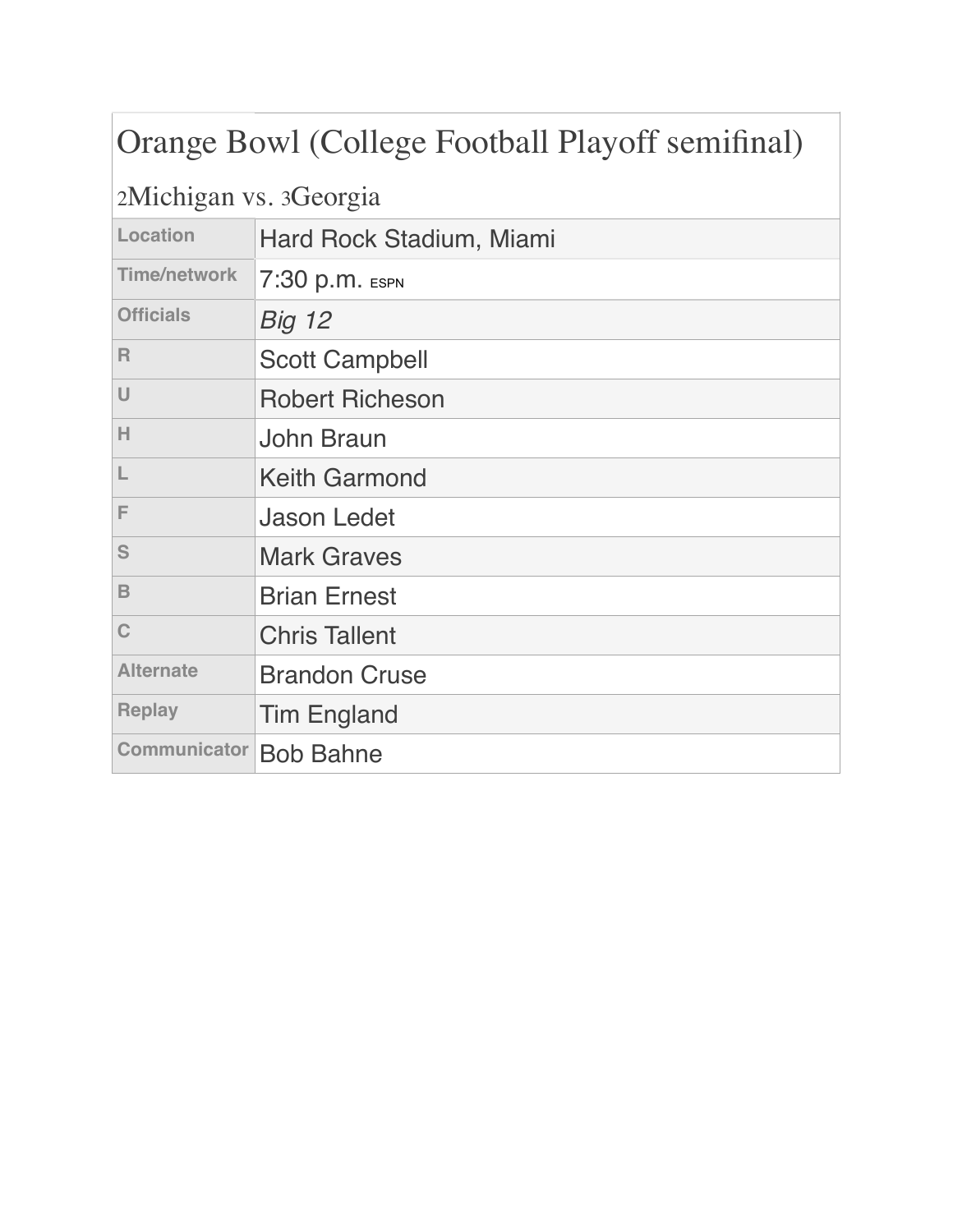| Orange Bowl (College Football Playoff semifinal) | |
| --- | --- |
| 2Michigan vs. 3Georgia | |
| Location | Hard Rock Stadium, Miami |
| Time/network | 7:30 p.m. ESPN |
| Officials | *Big 12* |
| R | Scott Campbell |
| U | Robert Richeson |
| H | John Braun |
| L | Keith Garmond |
| F | Jason Ledet |
| S | Mark Graves |
| B | Brian Ernest |
| C | Chris Tallent |
| Alternate | Brandon Cruse |
| Replay | Tim England |
| Communicator | Bob Bahne |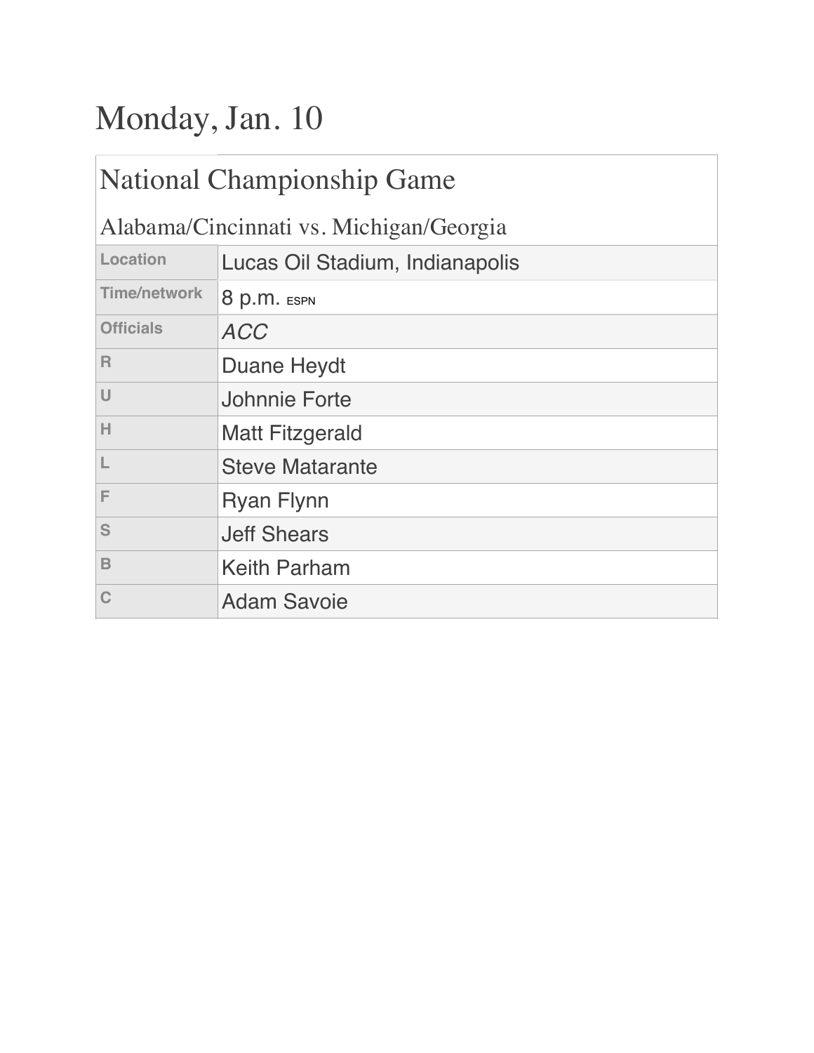# Monday, Jan. 10

## National Championship Game

### Alabama/Cincinnati vs. Michigan/Georgia

| | |
|---|---|
| Location | Lucas Oil Stadium, Indianapolis |
| Time/network | 8 p.m. ESPN |
| Officials | *ACC* |
| R | Duane Heydt |
| U | Johnnie Forte |
| H | Matt Fitzgerald |
| L | Steve Matarante |
| F | Ryan Flynn |
| S | Jeff Shears |
| B | Keith Parham |
| C | Adam Savoie |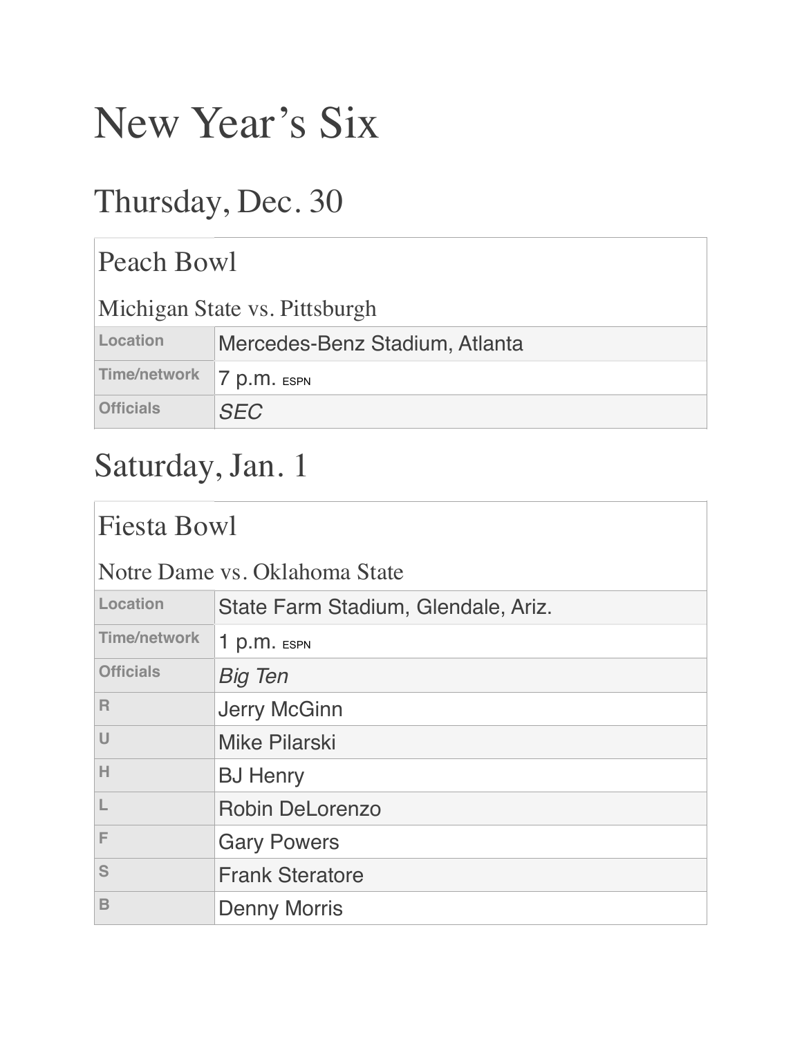# New Year's Six

## Thursday, Dec. 30

| Peach Bowl<br>Michigan State vs. Pittsburgh | |
|---|---|
| Location | Mercedes-Benz Stadium, Atlanta |
| Time/network | 7 p.m. ESPN |
| Officials | *SEC* |

## Saturday, Jan. 1

| Fiesta Bowl<br>Notre Dame vs. Oklahoma State | |
|---|---|
| Location | State Farm Stadium, Glendale, Ariz. |
| Time/network | 1 p.m. ESPN |
| Officials | *Big Ten* |
| R | Jerry McGinn |
| U | Mike Pilarski |
| H | BJ Henry |
| L | Robin DeLorenzo |
| F | Gary Powers |
| S | Frank Steratore |
| B | Denny Morris |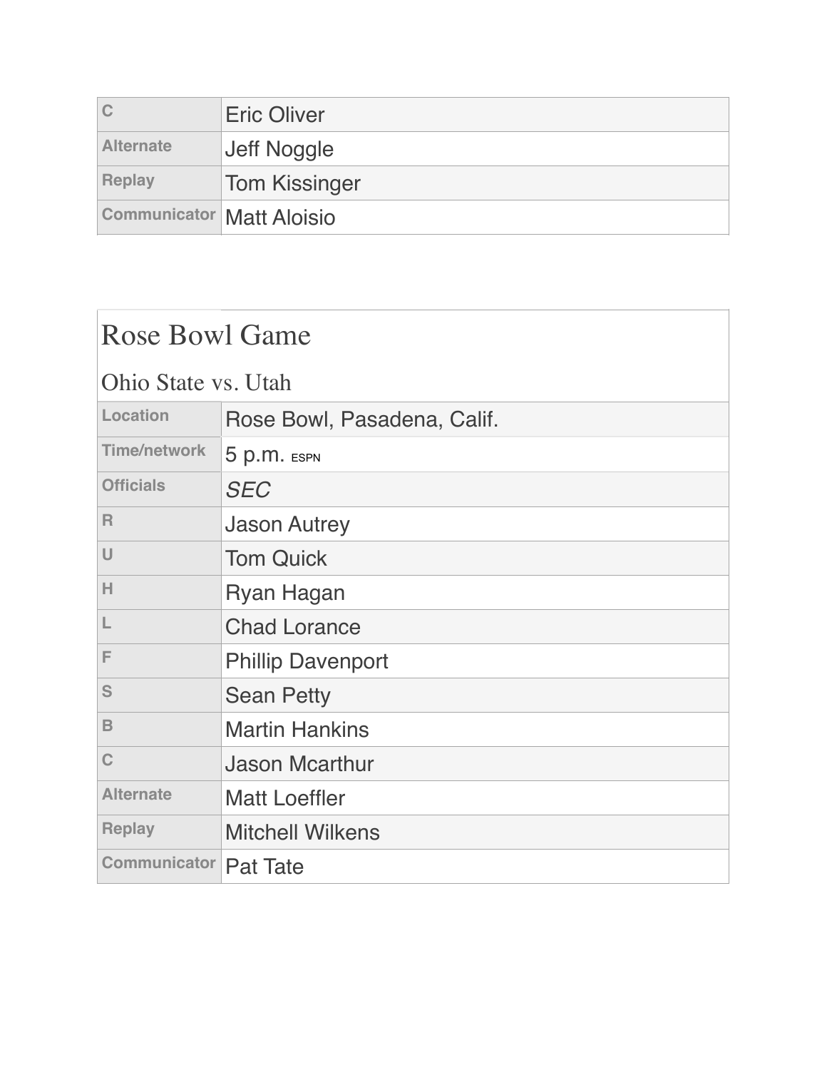| C | Eric Oliver |
| --- | --- |
| Alternate | Jeff Noggle |
| Replay | Tom Kissinger |
| Communicator | Matt Aloisio |

## Rose Bowl Game

### Ohio State vs. Utah

| Location | Rose Bowl, Pasadena, Calif. |
| --- | --- |
| Time/network | 5 p.m. ESPN |
| Officials | *SEC* |
| R | Jason Autrey |
| U | Tom Quick |
| H | Ryan Hagan |
| L | Chad Lorance |
| F | Phillip Davenport |
| S | Sean Petty |
| B | Martin Hankins |
| C | Jason Mcarthur |
| Alternate | Matt Loeffler |
| Replay | Mitchell Wilkens |
| Communicator | Pat Tate |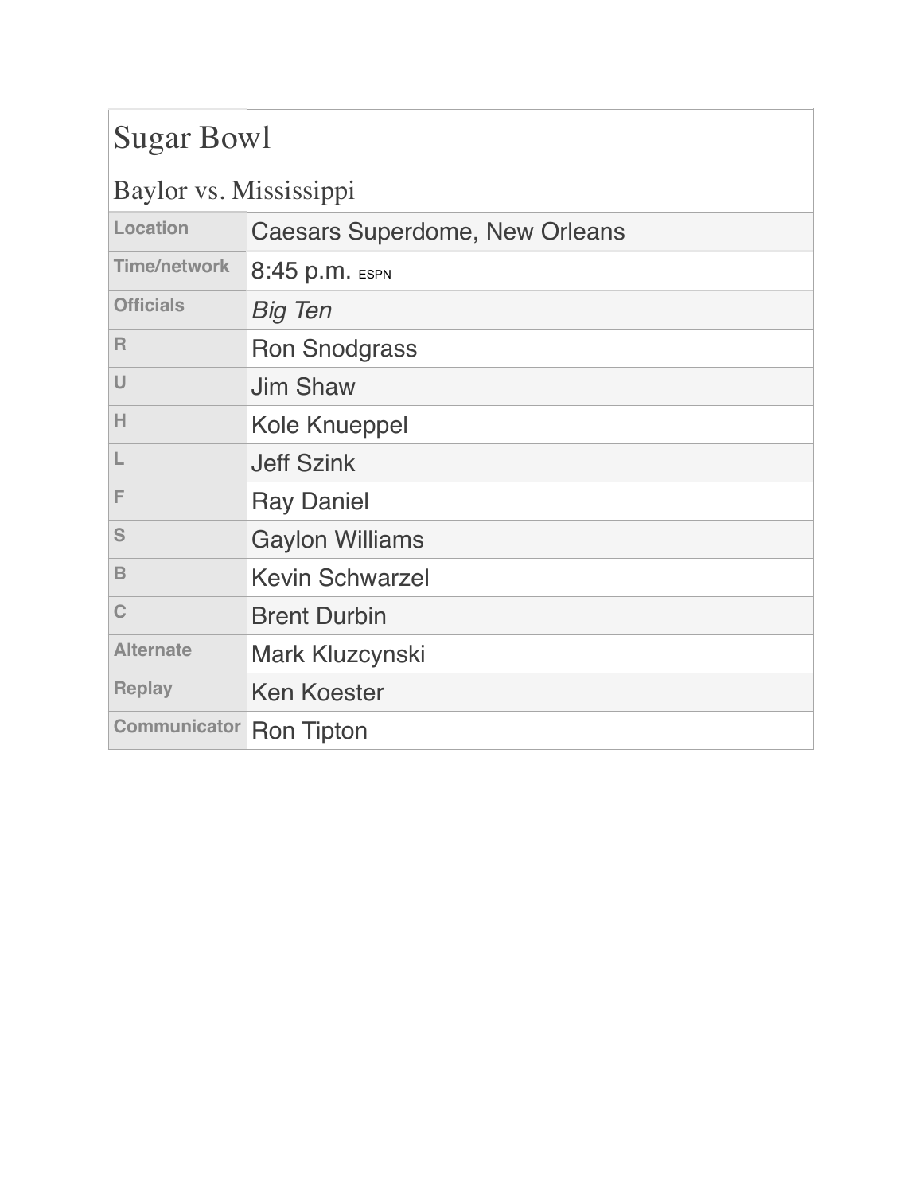# Sugar Bowl

## Baylor vs. Mississippi

| | |
|---|---|
| Location | Caesars Superdome, New Orleans |
| Time/network | 8:45 p.m. ESPN |
| Officials | *Big Ten* |
| R | Ron Snodgrass |
| U | Jim Shaw |
| H | Kole Knueppel |
| L | Jeff Szink |
| F | Ray Daniel |
| S | Gaylon Williams |
| B | Kevin Schwarzel |
| C | Brent Durbin |
| Alternate | Mark Kluzcynski |
| Replay | Ken Koester |
| Communicator | Ron Tipton |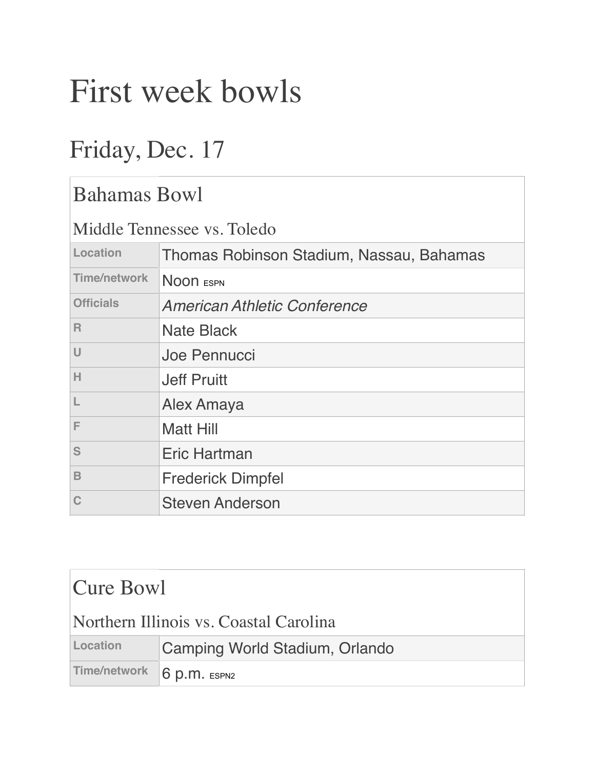# First week bowls

## Friday, Dec. 17

| Bahamas Bowl<br>Middle Tennessee vs. Toledo | |
|---|---|
| Location | Thomas Robinson Stadium, Nassau, Bahamas |
| Time/network | Noon ESPN |
| Officials | *American Athletic Conference* |
| R | Nate Black |
| U | Joe Pennucci |
| H | Jeff Pruitt |
| L | Alex Amaya |
| F | Matt Hill |
| S | Eric Hartman |
| B | Frederick Dimpfel |
| C | Steven Anderson |

| Cure Bowl<br>Northern Illinois vs. Coastal Carolina | |
|---|---|
| Location | Camping World Stadium, Orlando |
| Time/network | 6 p.m. ESPN2 |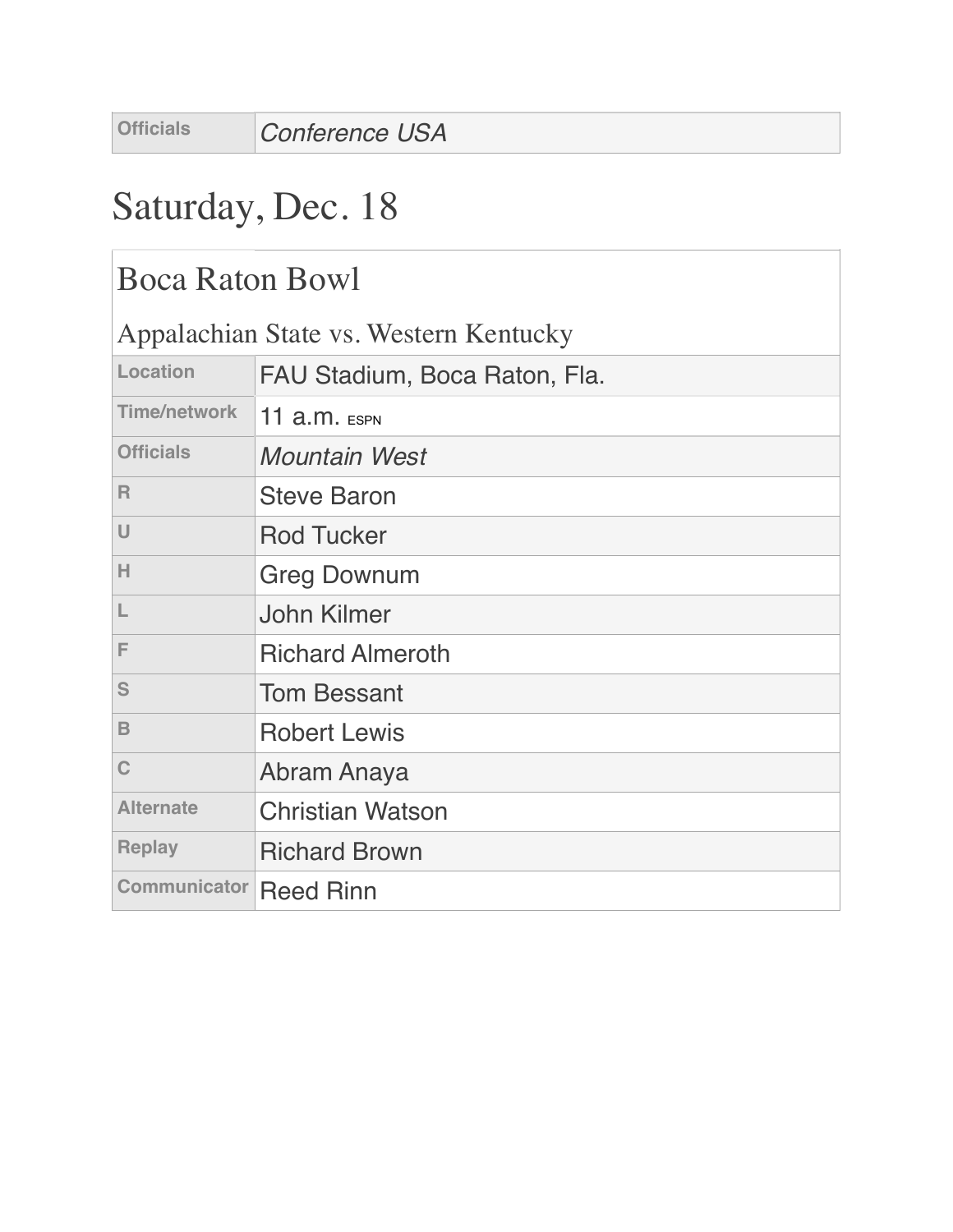| Officials | *Conference USA* |
|---|---|

## Saturday, Dec. 18

### Boca Raton Bowl

Appalachian State vs. Western Kentucky

| Location | FAU Stadium, Boca Raton, Fla. |
|---|---|
| Time/network | 11 a.m. ESPN |
| Officials | *Mountain West* |
| R | Steve Baron |
| U | Rod Tucker |
| H | Greg Downum |
| L | John Kilmer |
| F | Richard Almeroth |
| S | Tom Bessant |
| B | Robert Lewis |
| C | Abram Anaya |
| Alternate | Christian Watson |
| Replay | Richard Brown |
| Communicator | Reed Rinn |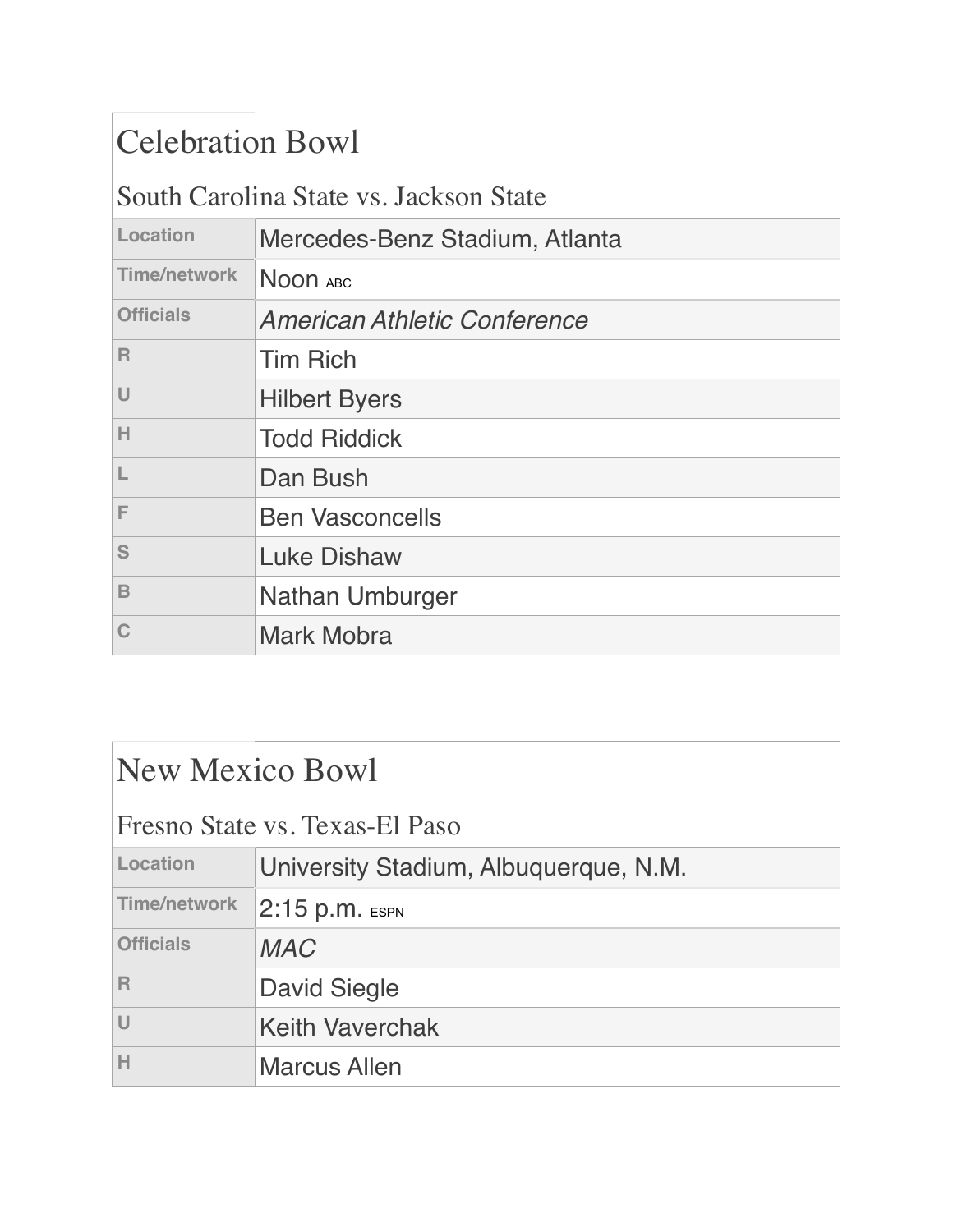## Celebration Bowl

### South Carolina State vs. Jackson State

| | |
|---|---|
| Location | Mercedes-Benz Stadium, Atlanta |
| Time/network | Noon ABC |
| Officials | *American Athletic Conference* |
| R | Tim Rich |
| U | Hilbert Byers |
| H | Todd Riddick |
| L | Dan Bush |
| F | Ben Vasconcells |
| S | Luke Dishaw |
| B | Nathan Umburger |
| C | Mark Mobra |

## New Mexico Bowl

### Fresno State vs. Texas-El Paso

| | |
|---|---|
| Location | University Stadium, Albuquerque, N.M. |
| Time/network | 2:15 p.m. ESPN |
| Officials | *MAC* |
| R | David Siegle |
| U | Keith Vaverchak |
| H | Marcus Allen |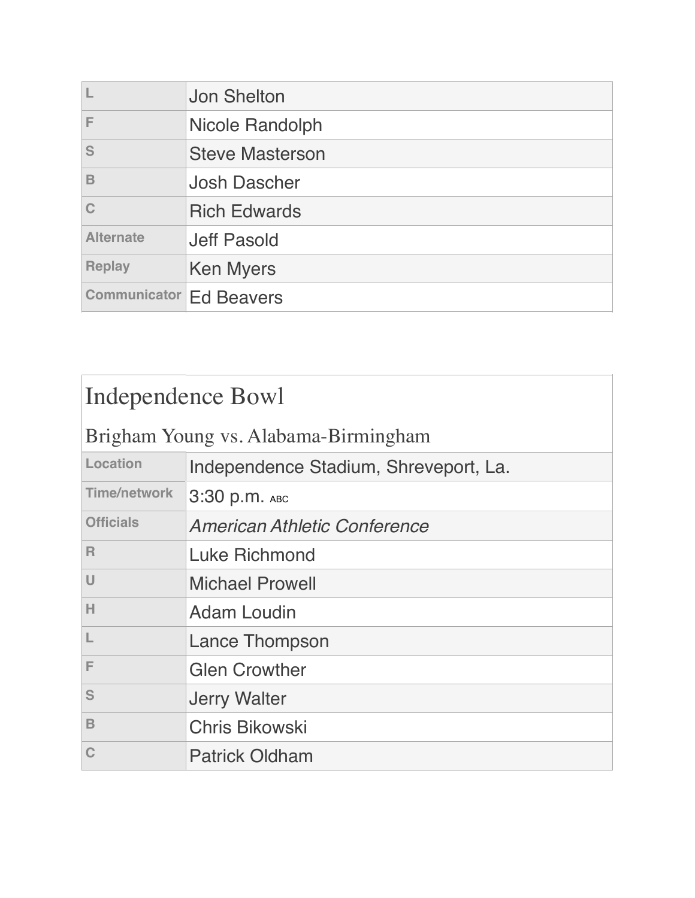| | |
|---|---|
| L | Jon Shelton |
| F | Nicole Randolph |
| S | Steve Masterson |
| B | Josh Dascher |
| C | Rich Edwards |
| Alternate | Jeff Pasold |
| Replay | Ken Myers |
| Communicator | Ed Beavers |

## Independence Bowl

### Brigham Young vs. Alabama-Birmingham

| | |
|---|---|
| Location | Independence Stadium, Shreveport, La. |
| Time/network | 3:30 p.m. ABC |
| Officials | *American Athletic Conference* |
| R | Luke Richmond |
| U | Michael Prowell |
| H | Adam Loudin |
| L | Lance Thompson |
| F | Glen Crowther |
| S | Jerry Walter |
| B | Chris Bikowski |
| C | Patrick Oldham |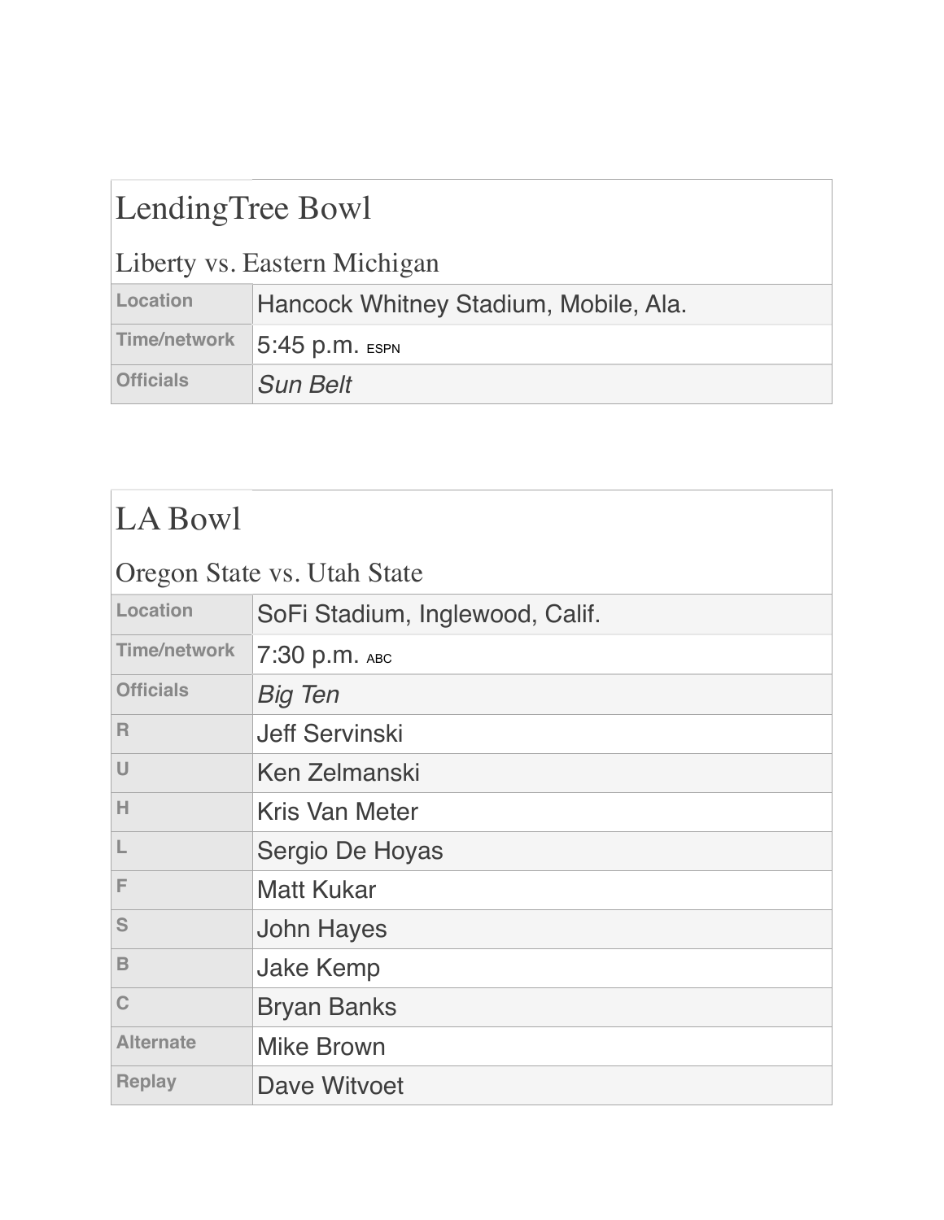## LendingTree Bowl

### Liberty vs. Eastern Michigan

| | |
|---|---|
| Location | Hancock Whitney Stadium, Mobile, Ala. |
| Time/network | 5:45 p.m. ESPN |
| Officials | *Sun Belt* |

## LA Bowl

### Oregon State vs. Utah State

| | |
|---|---|
| Location | SoFi Stadium, Inglewood, Calif. |
| Time/network | 7:30 p.m. ABC |
| Officials | *Big Ten* |
| R | Jeff Servinski |
| U | Ken Zelmanski |
| H | Kris Van Meter |
| L | Sergio De Hoyas |
| F | Matt Kukar |
| S | John Hayes |
| B | Jake Kemp |
| C | Bryan Banks |
| Alternate | Mike Brown |
| Replay | Dave Witvoet |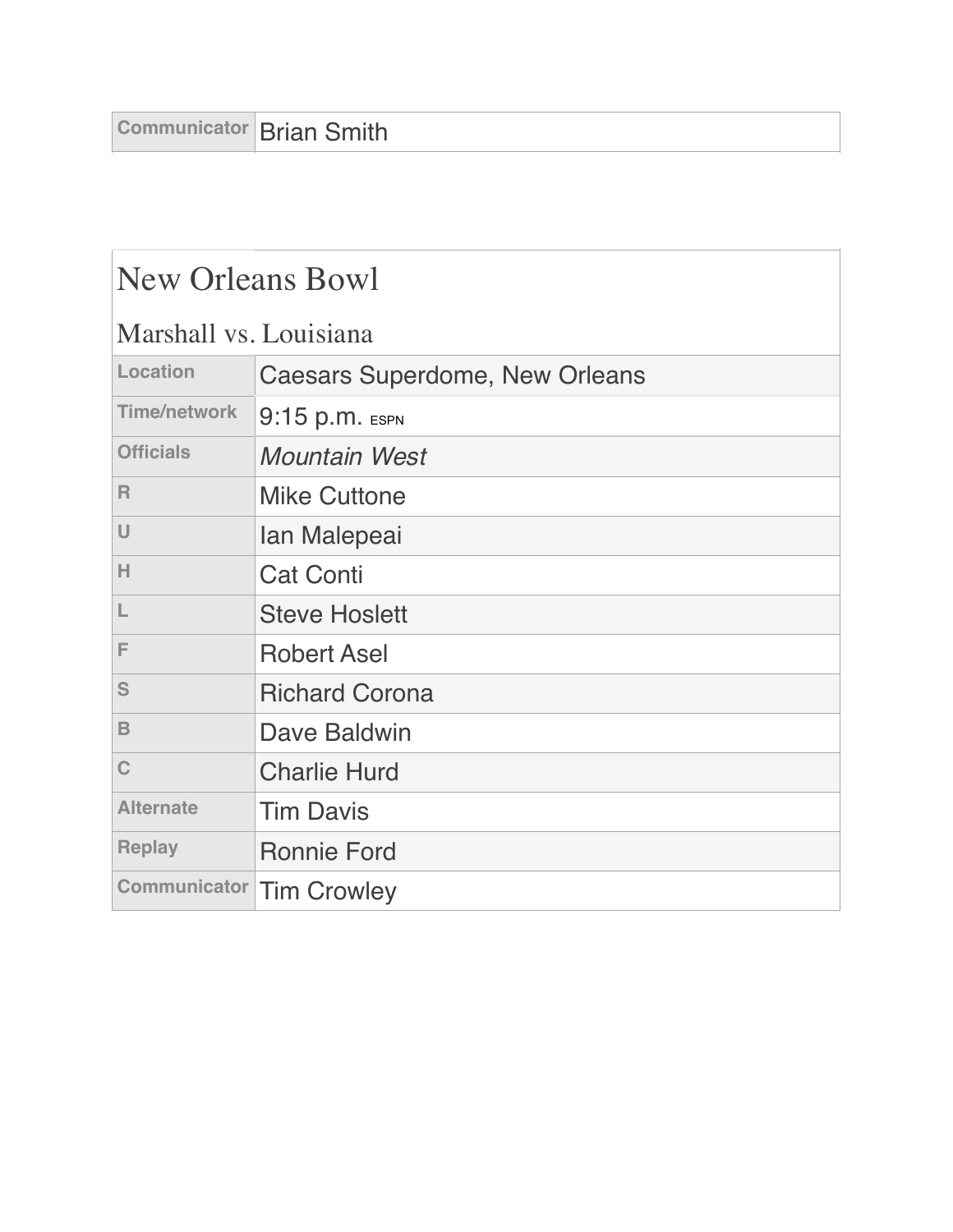| Communicator | Brian Smith |
|---|---|

## New Orleans Bowl

### Marshall vs. Louisiana

| | |
|---|---|
| Location | Caesars Superdome, New Orleans |
| Time/network | 9:15 p.m. ESPN |
| Officials | *Mountain West* |
| R | Mike Cuttone |
| U | Ian Malepeai |
| H | Cat Conti |
| L | Steve Hoslett |
| F | Robert Asel |
| S | Richard Corona |
| B | Dave Baldwin |
| C | Charlie Hurd |
| Alternate | Tim Davis |
| Replay | Ronnie Ford |
| Communicator | Tim Crowley |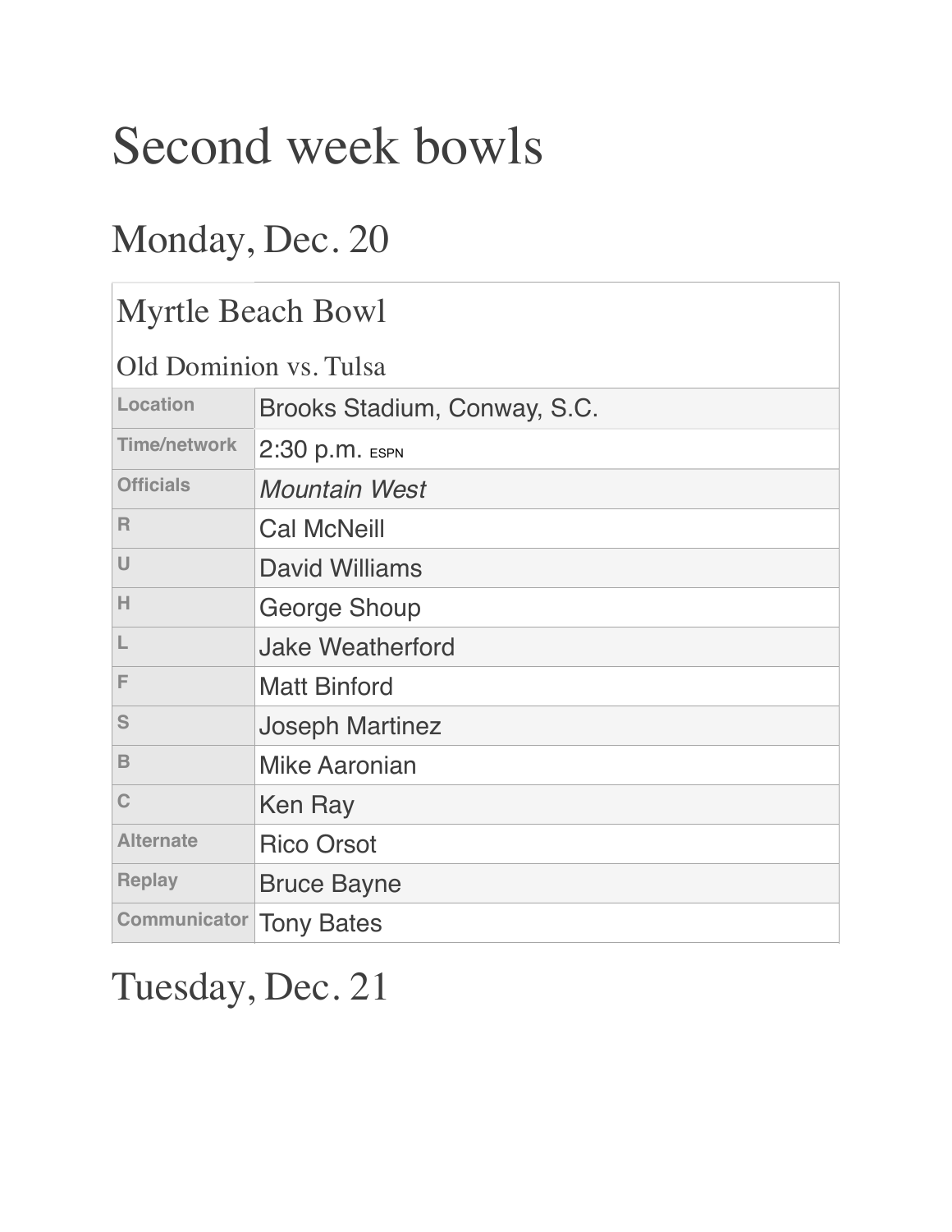# Second week bowls

## Monday, Dec. 20

| Myrtle Beach Bowl<br>Old Dominion vs. Tulsa | |
|---|---|
| Location | Brooks Stadium, Conway, S.C. |
| Time/network | 2:30 p.m. ESPN |
| Officials | *Mountain West* |
| R | Cal McNeill |
| U | David Williams |
| H | George Shoup |
| L | Jake Weatherford |
| F | Matt Binford |
| S | Joseph Martinez |
| B | Mike Aaronian |
| C | Ken Ray |
| Alternate | Rico Orsot |
| Replay | Bruce Bayne |
| Communicator | Tony Bates |

## Tuesday, Dec. 21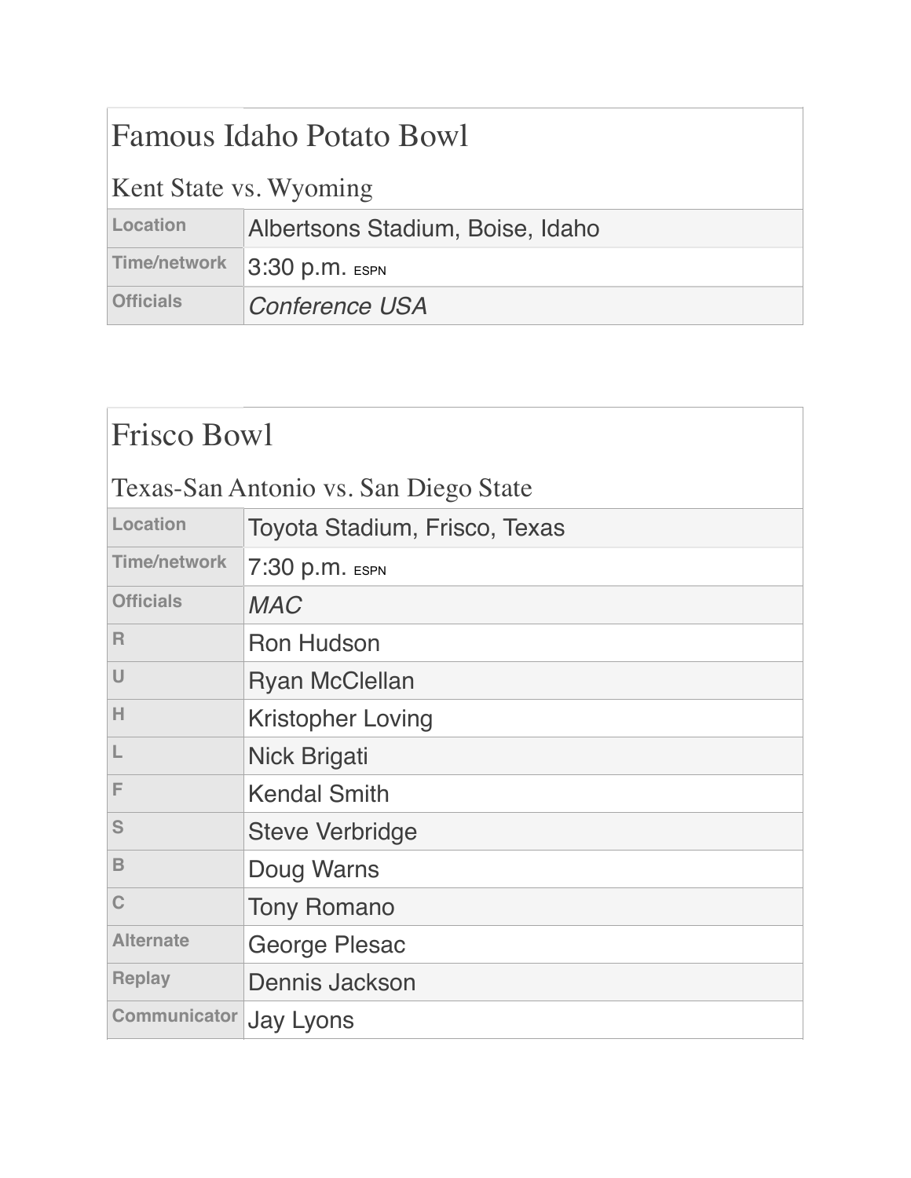## Famous Idaho Potato Bowl

### Kent State vs. Wyoming

| | |
|---|---|
| Location | Albertsons Stadium, Boise, Idaho |
| Time/network | 3:30 p.m. ESPN |
| Officials | *Conference USA* |

## Frisco Bowl

### Texas-San Antonio vs. San Diego State

| | |
|---|---|
| Location | Toyota Stadium, Frisco, Texas |
| Time/network | 7:30 p.m. ESPN |
| Officials | *MAC* |
| R | Ron Hudson |
| U | Ryan McClellan |
| H | Kristopher Loving |
| L | Nick Brigati |
| F | Kendal Smith |
| S | Steve Verbridge |
| B | Doug Warns |
| C | Tony Romano |
| Alternate | George Plesac |
| Replay | Dennis Jackson |
| Communicator | Jay Lyons |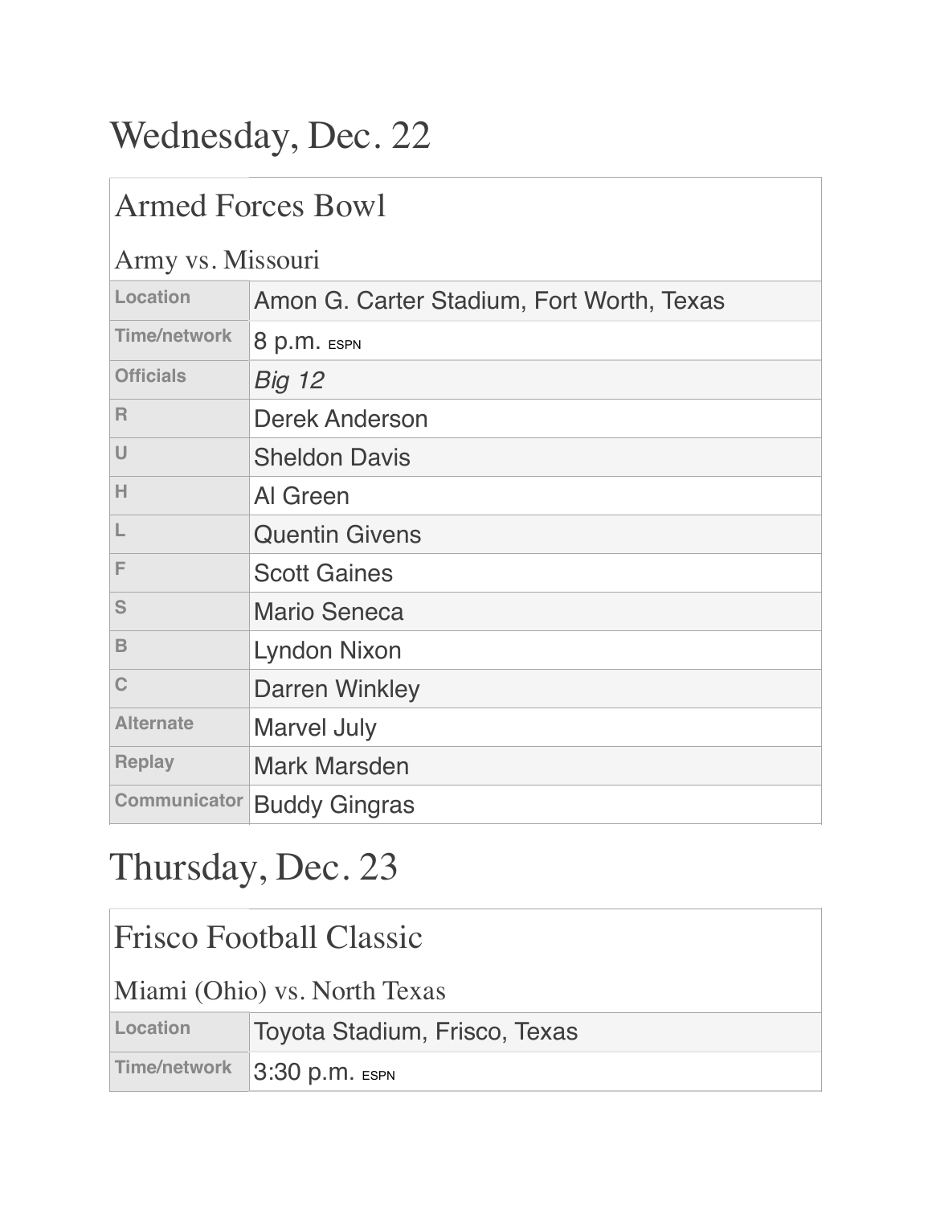# Wednesday, Dec. 22

## Armed Forces Bowl

### Army vs. Missouri

| | |
|---|---|
| Location | Amon G. Carter Stadium, Fort Worth, Texas |
| Time/network | 8 p.m. ESPN |
| Officials | *Big 12* |
| R | Derek Anderson |
| U | Sheldon Davis |
| H | Al Green |
| L | Quentin Givens |
| F | Scott Gaines |
| S | Mario Seneca |
| B | Lyndon Nixon |
| C | Darren Winkley |
| Alternate | Marvel July |
| Replay | Mark Marsden |
| Communicator | Buddy Gingras |

# Thursday, Dec. 23

## Frisco Football Classic

### Miami (Ohio) vs. North Texas

| | |
|---|---|
| Location | Toyota Stadium, Frisco, Texas |
| Time/network | 3:30 p.m. ESPN |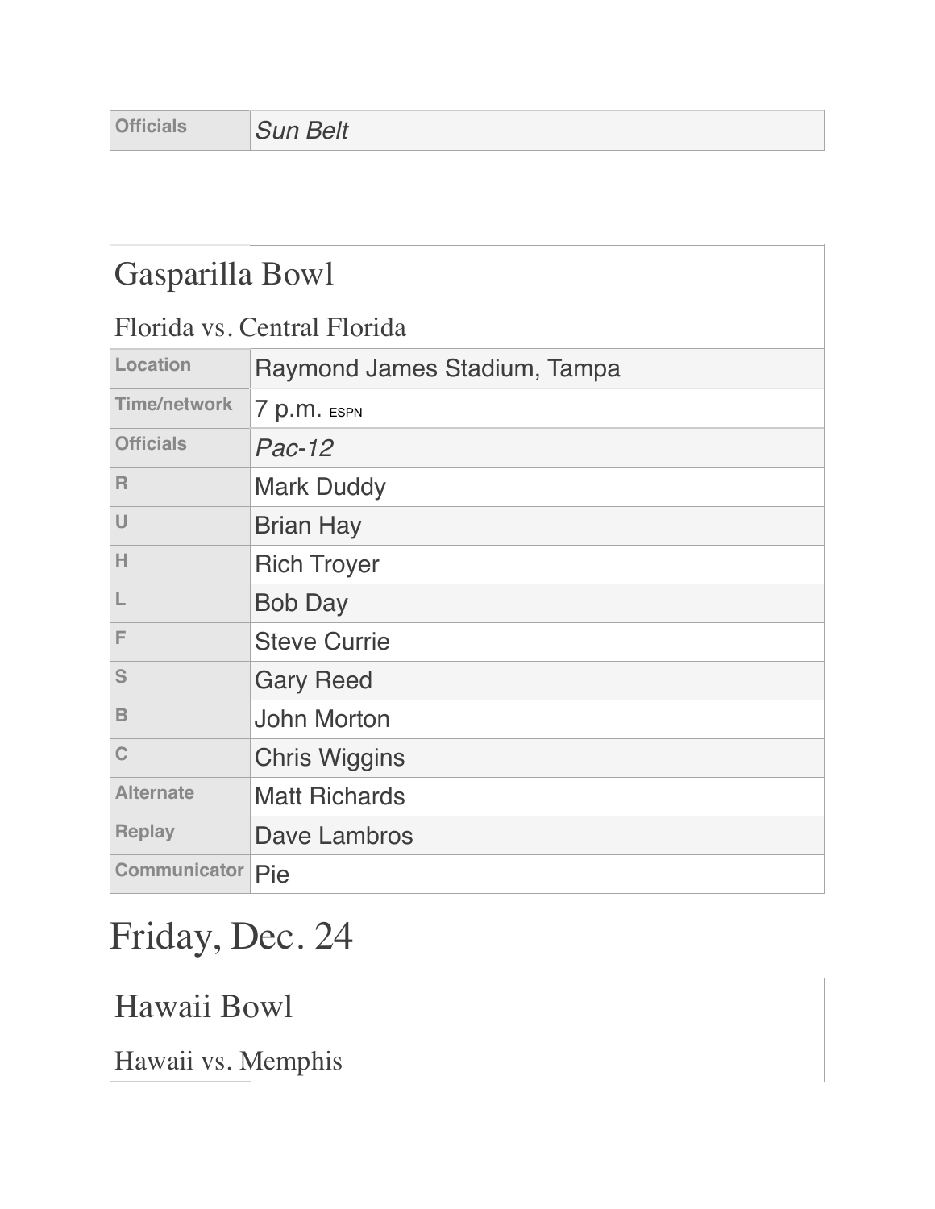| Officials | *Sun Belt* |
|---|---|

| Gasparilla Bowl | |
|---|---|
| Florida vs. Central Florida | |
| Location | Raymond James Stadium, Tampa |
| Time/network | 7 p.m. ESPN |
| Officials | *Pac-12* |
| R | Mark Duddy |
| U | Brian Hay |
| H | Rich Troyer |
| L | Bob Day |
| F | Steve Currie |
| S | Gary Reed |
| B | John Morton |
| C | Chris Wiggins |
| Alternate | Matt Richards |
| Replay | Dave Lambros |
| Communicator | Pie |

# Friday, Dec. 24

| Hawaii Bowl |
|---|
| Hawaii vs. Memphis |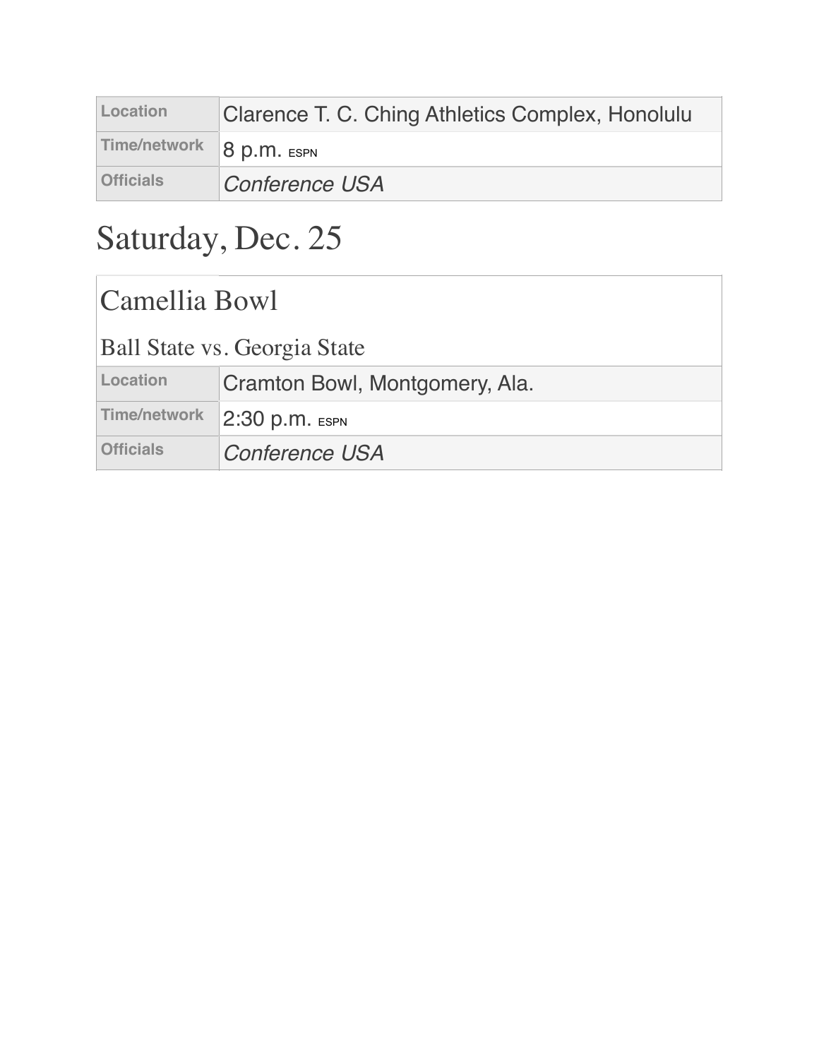| Location | Clarence T. C. Ching Athletics Complex, Honolulu |
|---|---|
| Time/network | 8 p.m. ESPN |
| Officials | *Conference USA* |

## Saturday, Dec. 25

### Camellia Bowl

Ball State vs. Georgia State

| Location | Cramton Bowl, Montgomery, Ala. |
|---|---|
| Time/network | 2:30 p.m. ESPN |
| Officials | *Conference USA* |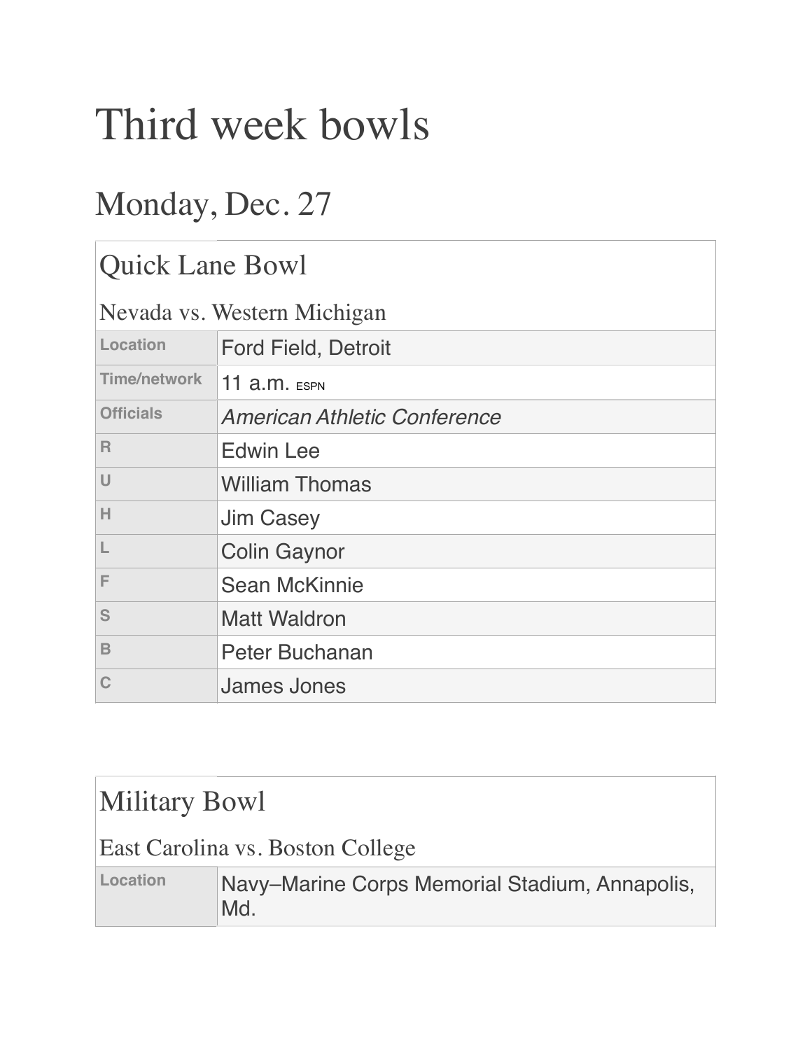# Third week bowls

## Monday, Dec. 27

### Quick Lane Bowl

Nevada vs. Western Michigan

| | |
|---|---|
| Location | Ford Field, Detroit |
| Time/network | 11 a.m. ESPN |
| Officials | *American Athletic Conference* |
| R | Edwin Lee |
| U | William Thomas |
| H | Jim Casey |
| L | Colin Gaynor |
| F | Sean McKinnie |
| S | Matt Waldron |
| B | Peter Buchanan |
| C | James Jones |

### Military Bowl

East Carolina vs. Boston College

| | |
|---|---|
| Location | Navy–Marine Corps Memorial Stadium, Annapolis, Md. |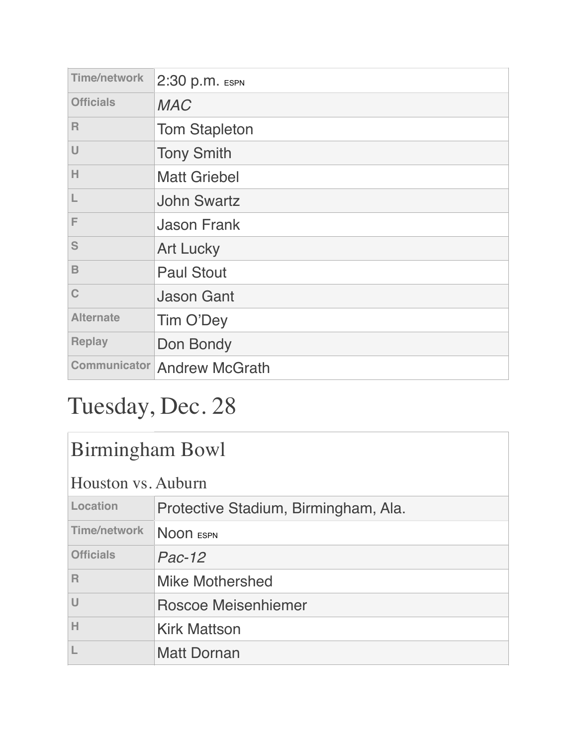| | |
|---|---|
| Time/network | 2:30 p.m. ESPN |
| Officials | *MAC* |
| R | Tom Stapleton |
| U | Tony Smith |
| H | Matt Griebel |
| L | John Swartz |
| F | Jason Frank |
| S | Art Lucky |
| B | Paul Stout |
| C | Jason Gant |
| Alternate | Tim O'Dey |
| Replay | Don Bondy |
| Communicator | Andrew McGrath |

# Tuesday, Dec. 28

## Birmingham Bowl

### Houston vs. Auburn

| | |
|---|---|
| Location | Protective Stadium, Birmingham, Ala. |
| Time/network | Noon ESPN |
| Officials | *Pac-12* |
| R | Mike Mothershed |
| U | Roscoe Meisenhiemer |
| H | Kirk Mattson |
| L | Matt Dornan |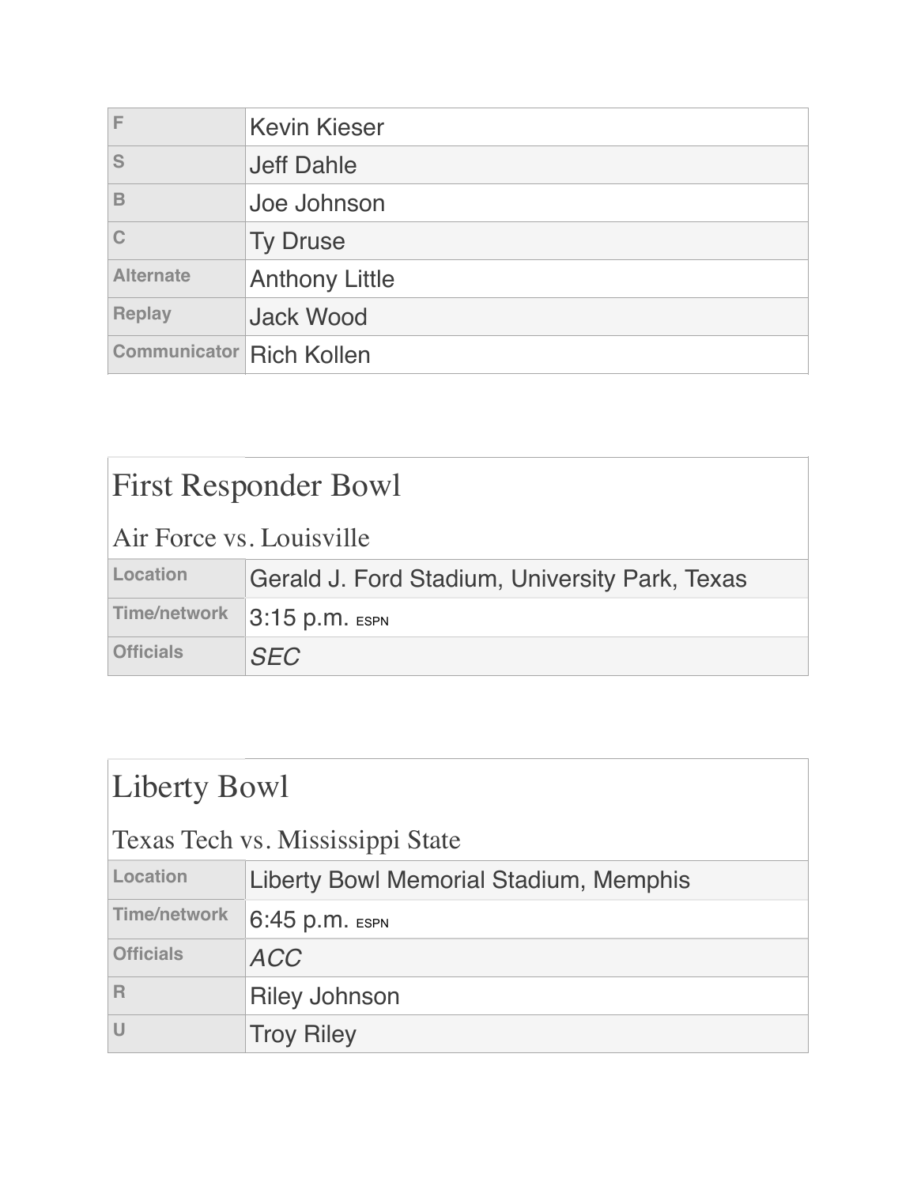| | |
|---|---|
| F | Kevin Kieser |
| S | Jeff Dahle |
| B | Joe Johnson |
| C | Ty Druse |
| Alternate | Anthony Little |
| Replay | Jack Wood |
| Communicator | Rich Kollen |

## First Responder Bowl

### Air Force vs. Louisville

| | |
|---|---|
| Location | Gerald J. Ford Stadium, University Park, Texas |
| Time/network | 3:15 p.m. ESPN |
| Officials | *SEC* |

## Liberty Bowl

### Texas Tech vs. Mississippi State

| | |
|---|---|
| Location | Liberty Bowl Memorial Stadium, Memphis |
| Time/network | 6:45 p.m. ESPN |
| Officials | *ACC* |
| R | Riley Johnson |
| U | Troy Riley |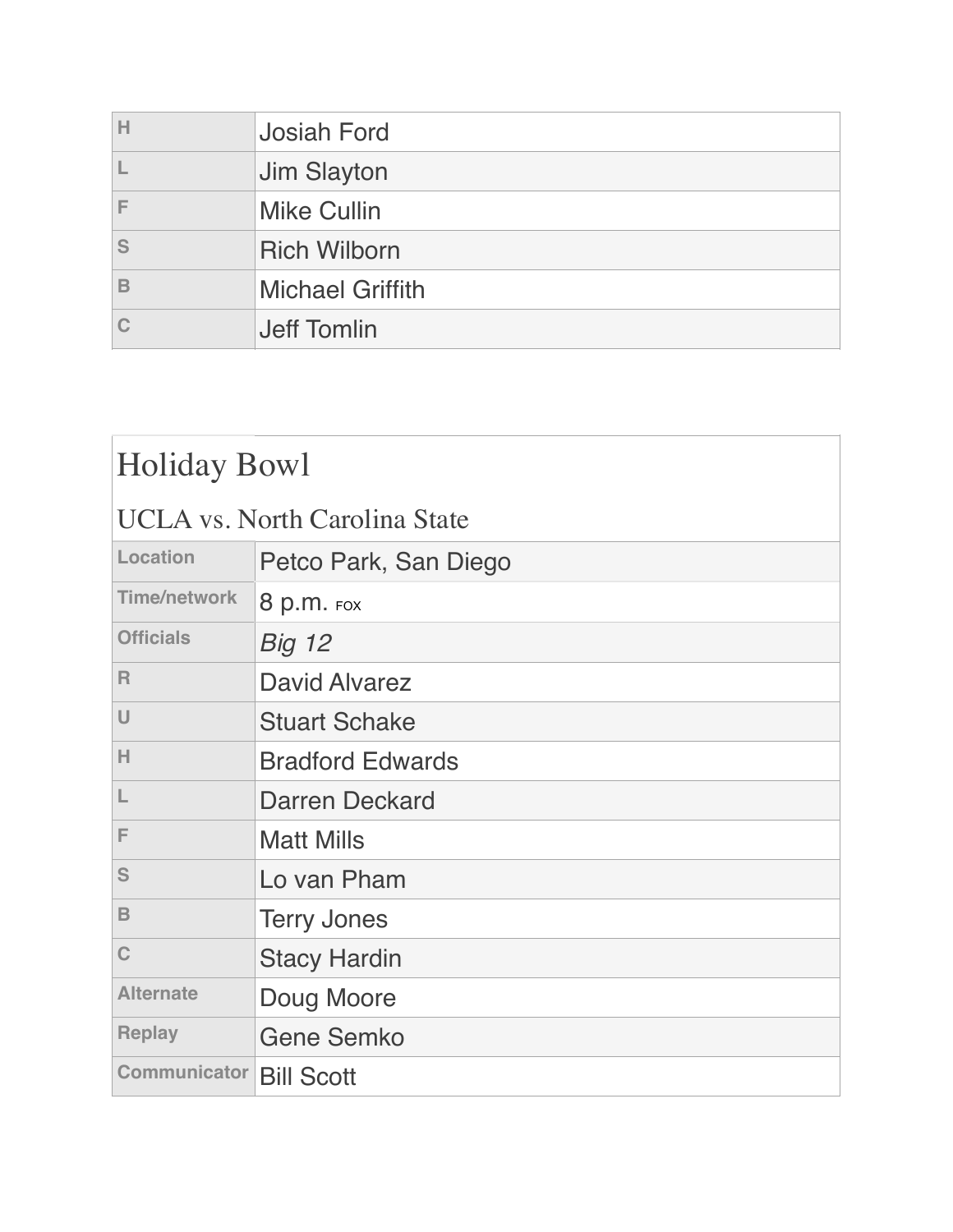| | |
|---|---|
| H | Josiah Ford |
| L | Jim Slayton |
| F | Mike Cullin |
| S | Rich Wilborn |
| B | Michael Griffith |
| C | Jeff Tomlin |

## Holiday Bowl

### UCLA vs. North Carolina State

| | |
|---|---|
| Location | Petco Park, San Diego |
| Time/network | 8 p.m. FOX |
| Officials | *Big 12* |
| R | David Alvarez |
| U | Stuart Schake |
| H | Bradford Edwards |
| L | Darren Deckard |
| F | Matt Mills |
| S | Lo van Pham |
| B | Terry Jones |
| C | Stacy Hardin |
| Alternate | Doug Moore |
| Replay | Gene Semko |
| Communicator | Bill Scott |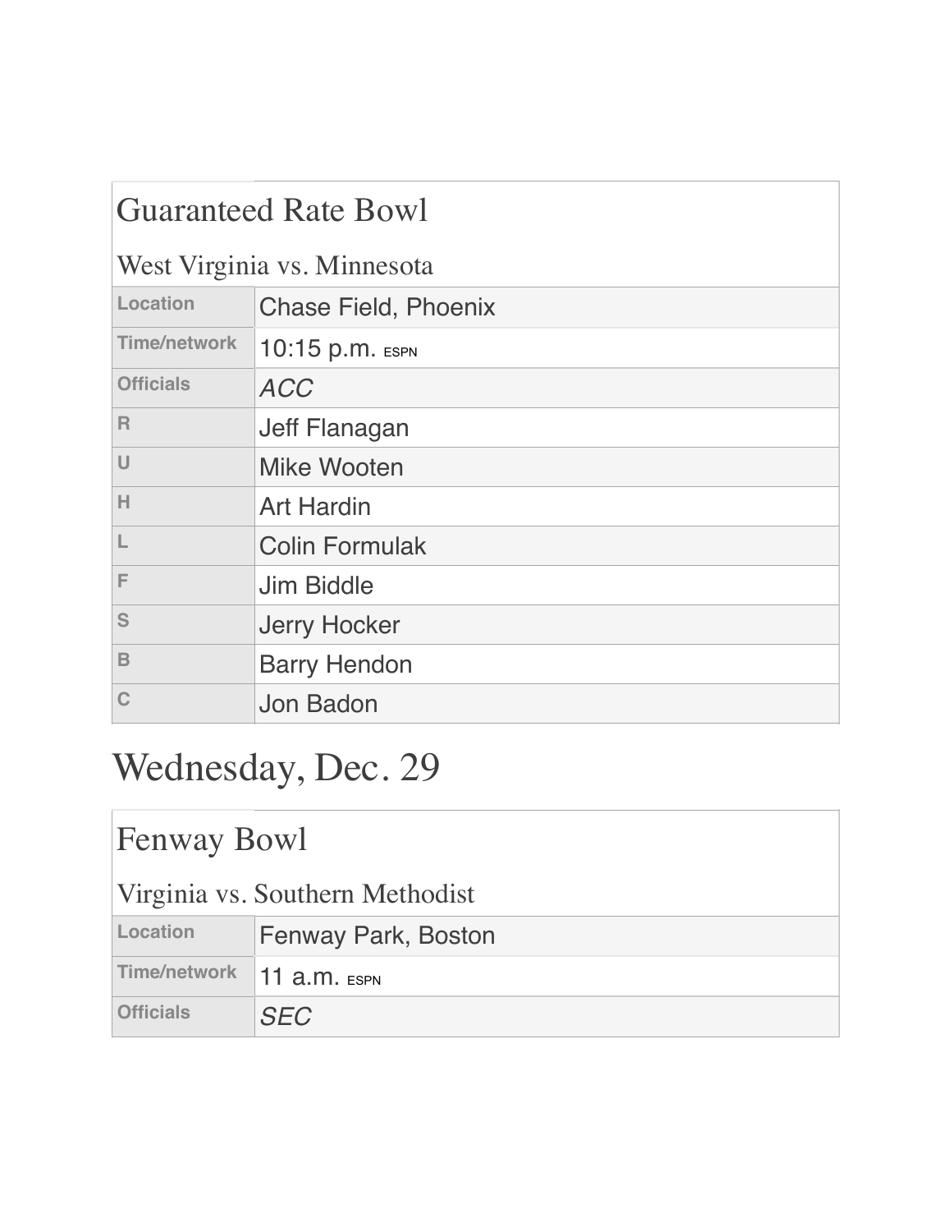| Guaranteed Rate Bowl<br>West Virginia vs. Minnesota | |
|---|---|
| Location | Chase Field, Phoenix |
| Time/network | 10:15 p.m. ESPN |
| Officials | *ACC* |
| R | Jeff Flanagan |
| U | Mike Wooten |
| H | Art Hardin |
| L | Colin Formulak |
| F | Jim Biddle |
| S | Jerry Hocker |
| B | Barry Hendon |
| C | Jon Badon |

# Wednesday, Dec. 29

| Fenway Bowl<br>Virginia vs. Southern Methodist | |
|---|---|
| Location | Fenway Park, Boston |
| Time/network | 11 a.m. ESPN |
| Officials | *SEC* |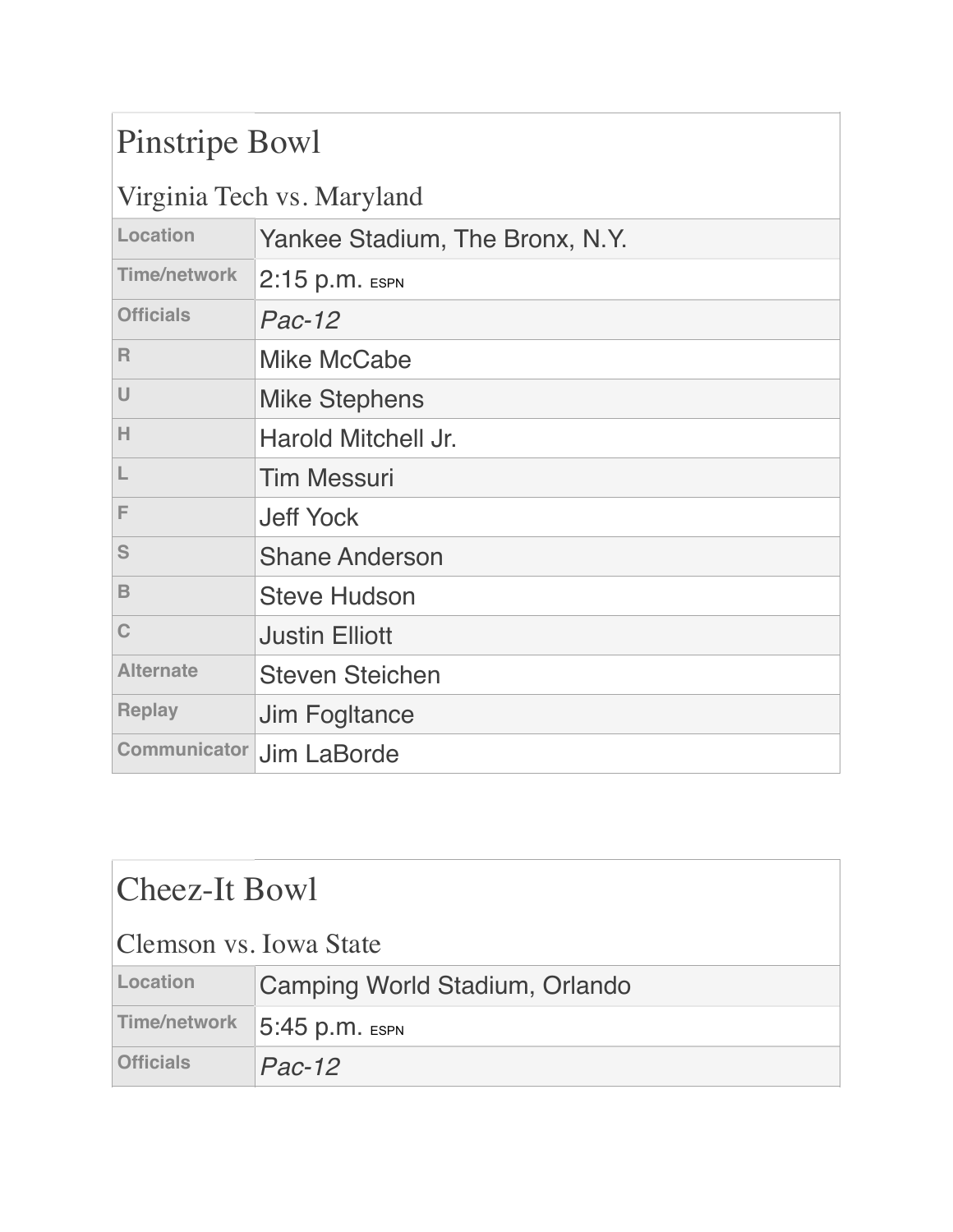## Pinstripe Bowl

### Virginia Tech vs. Maryland

| | |
|---|---|
| Location | Yankee Stadium, The Bronx, N.Y. |
| Time/network | 2:15 p.m. ESPN |
| Officials | *Pac-12* |
| R | Mike McCabe |
| U | Mike Stephens |
| H | Harold Mitchell Jr. |
| L | Tim Messuri |
| F | Jeff Yock |
| S | Shane Anderson |
| B | Steve Hudson |
| C | Justin Elliott |
| Alternate | Steven Steichen |
| Replay | Jim Fogltance |
| Communicator | Jim LaBorde |

## Cheez-It Bowl

### Clemson vs. Iowa State

| | |
|---|---|
| Location | Camping World Stadium, Orlando |
| Time/network | 5:45 p.m. ESPN |
| Officials | *Pac-12* |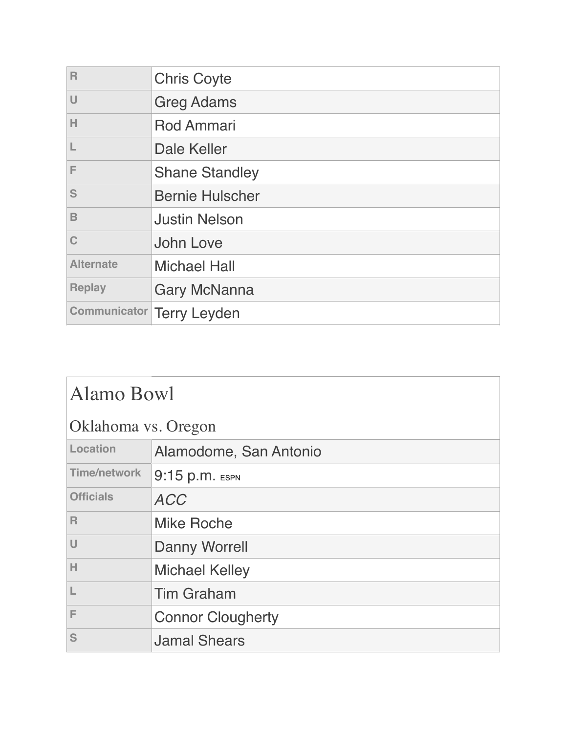| | |
|---|---|
| R | Chris Coyte |
| U | Greg Adams |
| H | Rod Ammari |
| L | Dale Keller |
| F | Shane Standley |
| S | Bernie Hulscher |
| B | Justin Nelson |
| C | John Love |
| Alternate | Michael Hall |
| Replay | Gary McNanna |
| Communicator | Terry Leyden |

## Alamo Bowl

### Oklahoma vs. Oregon

| | |
|---|---|
| Location | Alamodome, San Antonio |
| Time/network | 9:15 p.m. ESPN |
| Officials | *ACC* |
| R | Mike Roche |
| U | Danny Worrell |
| H | Michael Kelley |
| L | Tim Graham |
| F | Connor Clougherty |
| S | Jamal Shears |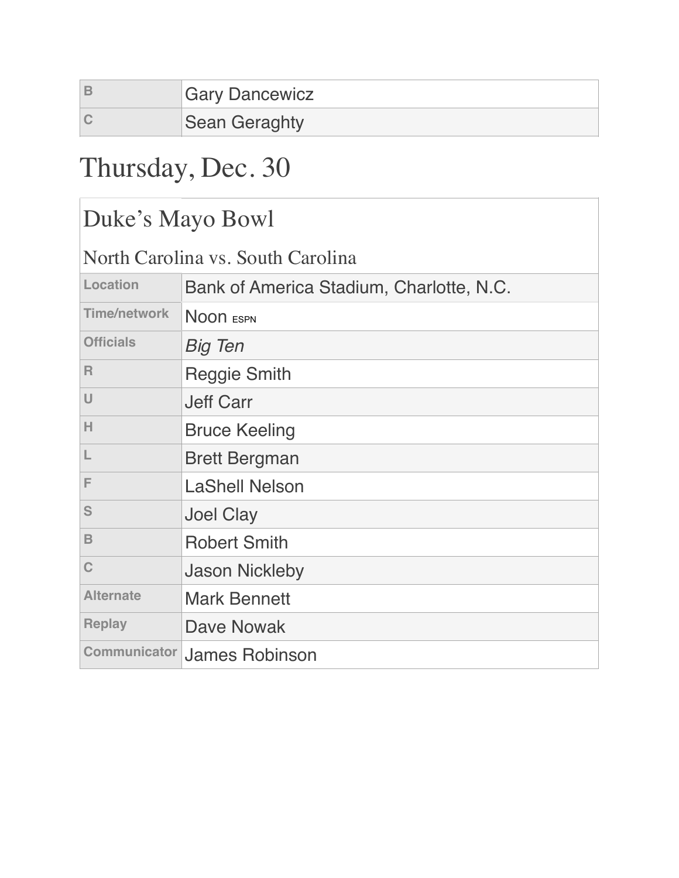| | |
|---|---|
| B | Gary Dancewicz |
| C | Sean Geraghty |

# Thursday, Dec. 30

## Duke's Mayo Bowl

### North Carolina vs. South Carolina

| | |
|---|---|
| Location | Bank of America Stadium, Charlotte, N.C. |
| Time/network | Noon ESPN |
| Officials | *Big Ten* |
| R | Reggie Smith |
| U | Jeff Carr |
| H | Bruce Keeling |
| L | Brett Bergman |
| F | LaShell Nelson |
| S | Joel Clay |
| B | Robert Smith |
| C | Jason Nickleby |
| Alternate | Mark Bennett |
| Replay | Dave Nowak |
| Communicator | James Robinson |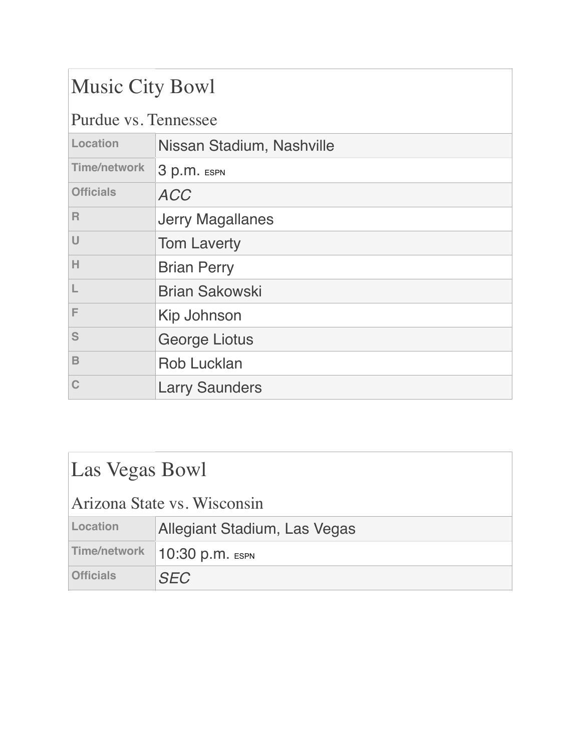## Music City Bowl

### Purdue vs. Tennessee

| | |
|---|---|
| Location | Nissan Stadium, Nashville |
| Time/network | 3 p.m. ESPN |
| Officials | *ACC* |
| R | Jerry Magallanes |
| U | Tom Laverty |
| H | Brian Perry |
| L | Brian Sakowski |
| F | Kip Johnson |
| S | George Liotus |
| B | Rob Lucklan |
| C | Larry Saunders |

## Las Vegas Bowl

### Arizona State vs. Wisconsin

| | |
|---|---|
| Location | Allegiant Stadium, Las Vegas |
| Time/network | 10:30 p.m. ESPN |
| Officials | *SEC* |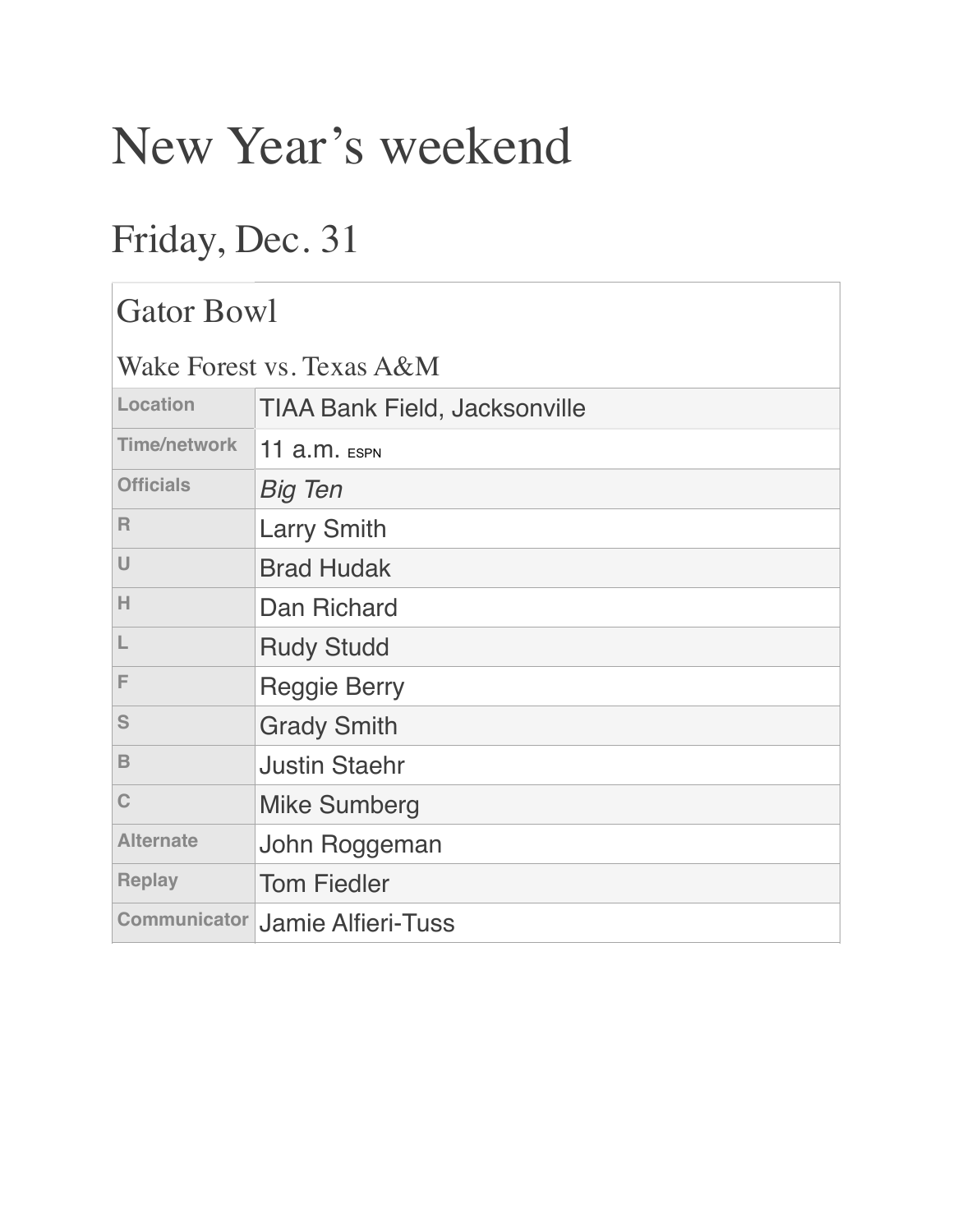# New Year's weekend

## Friday, Dec. 31

### Gator Bowl

Wake Forest vs. Texas A&M

| | |
|---|---|
| Location | TIAA Bank Field, Jacksonville |
| Time/network | 11 a.m. ESPN |
| Officials | *Big Ten* |
| R | Larry Smith |
| U | Brad Hudak |
| H | Dan Richard |
| L | Rudy Studd |
| F | Reggie Berry |
| S | Grady Smith |
| B | Justin Staehr |
| C | Mike Sumberg |
| Alternate | John Roggeman |
| Replay | Tom Fiedler |
| Communicator | Jamie Alfieri-Tuss |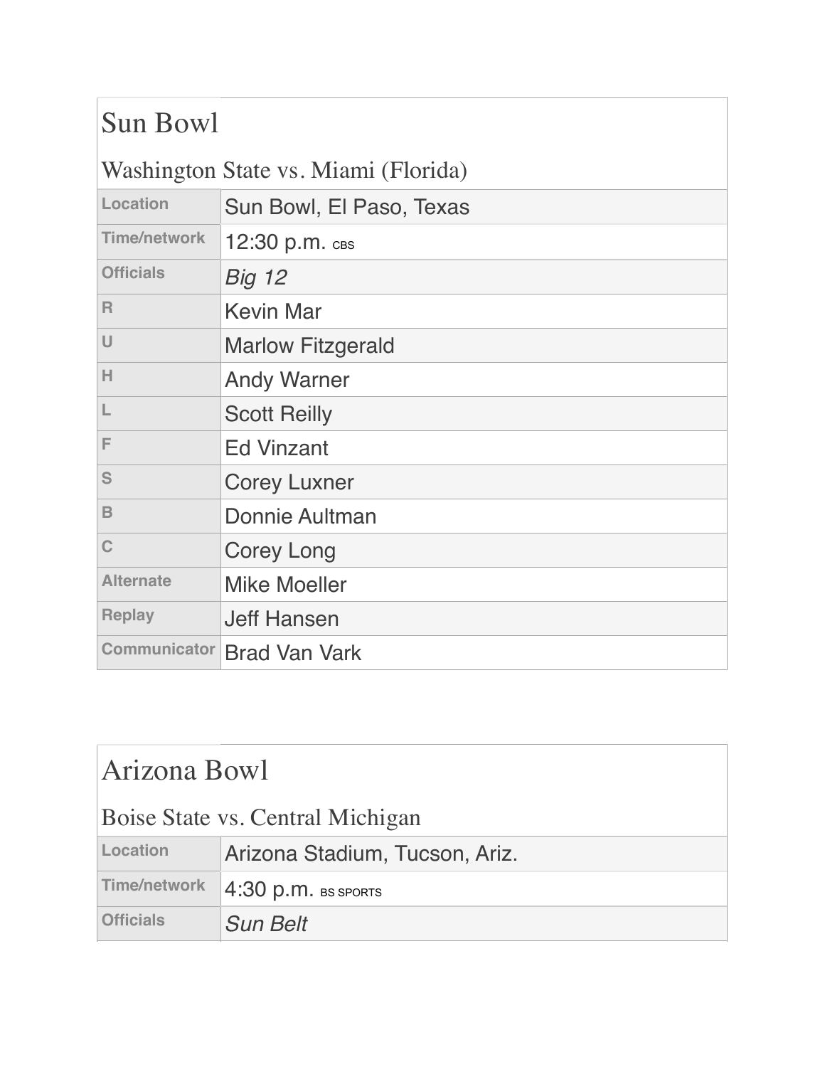## Sun Bowl

### Washington State vs. Miami (Florida)

| | |
|---|---|
| Location | Sun Bowl, El Paso, Texas |
| Time/network | 12:30 p.m. CBS |
| Officials | *Big 12* |
| R | Kevin Mar |
| U | Marlow Fitzgerald |
| H | Andy Warner |
| L | Scott Reilly |
| F | Ed Vinzant |
| S | Corey Luxner |
| B | Donnie Aultman |
| C | Corey Long |
| Alternate | Mike Moeller |
| Replay | Jeff Hansen |
| Communicator | Brad Van Vark |

## Arizona Bowl

### Boise State vs. Central Michigan

| | |
|---|---|
| Location | Arizona Stadium, Tucson, Ariz. |
| Time/network | 4:30 p.m. BS SPORTS |
| Officials | *Sun Belt* |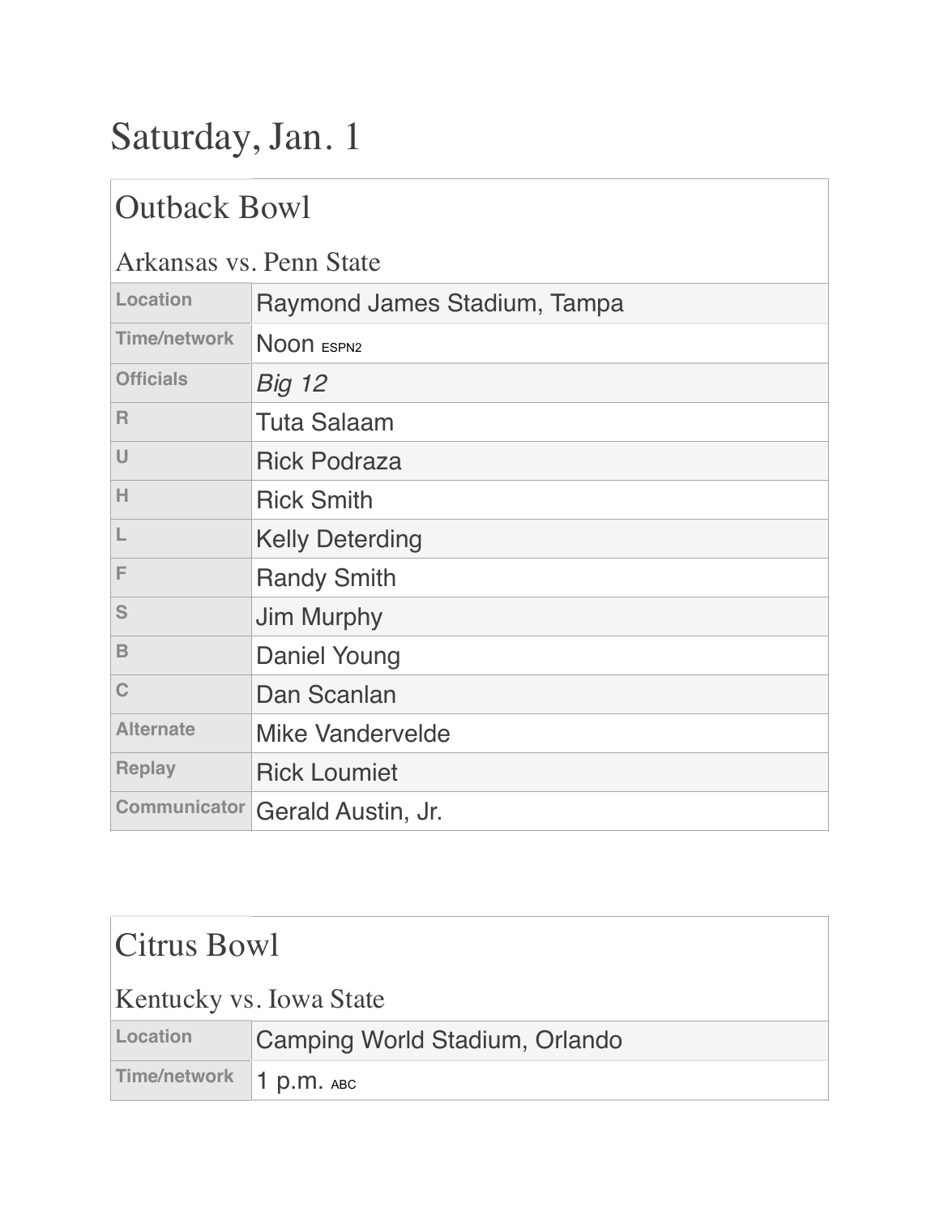# Saturday, Jan. 1

## Outback Bowl

### Arkansas vs. Penn State

| | |
|---|---|
| Location | Raymond James Stadium, Tampa |
| Time/network | Noon ESPN2 |
| Officials | *Big 12* |
| R | Tuta Salaam |
| U | Rick Podraza |
| H | Rick Smith |
| L | Kelly Deterding |
| F | Randy Smith |
| S | Jim Murphy |
| B | Daniel Young |
| C | Dan Scanlan |
| Alternate | Mike Vandervelde |
| Replay | Rick Loumiet |
| Communicator | Gerald Austin, Jr. |

## Citrus Bowl

### Kentucky vs. Iowa State

| | |
|---|---|
| Location | Camping World Stadium, Orlando |
| Time/network | 1 p.m. ABC |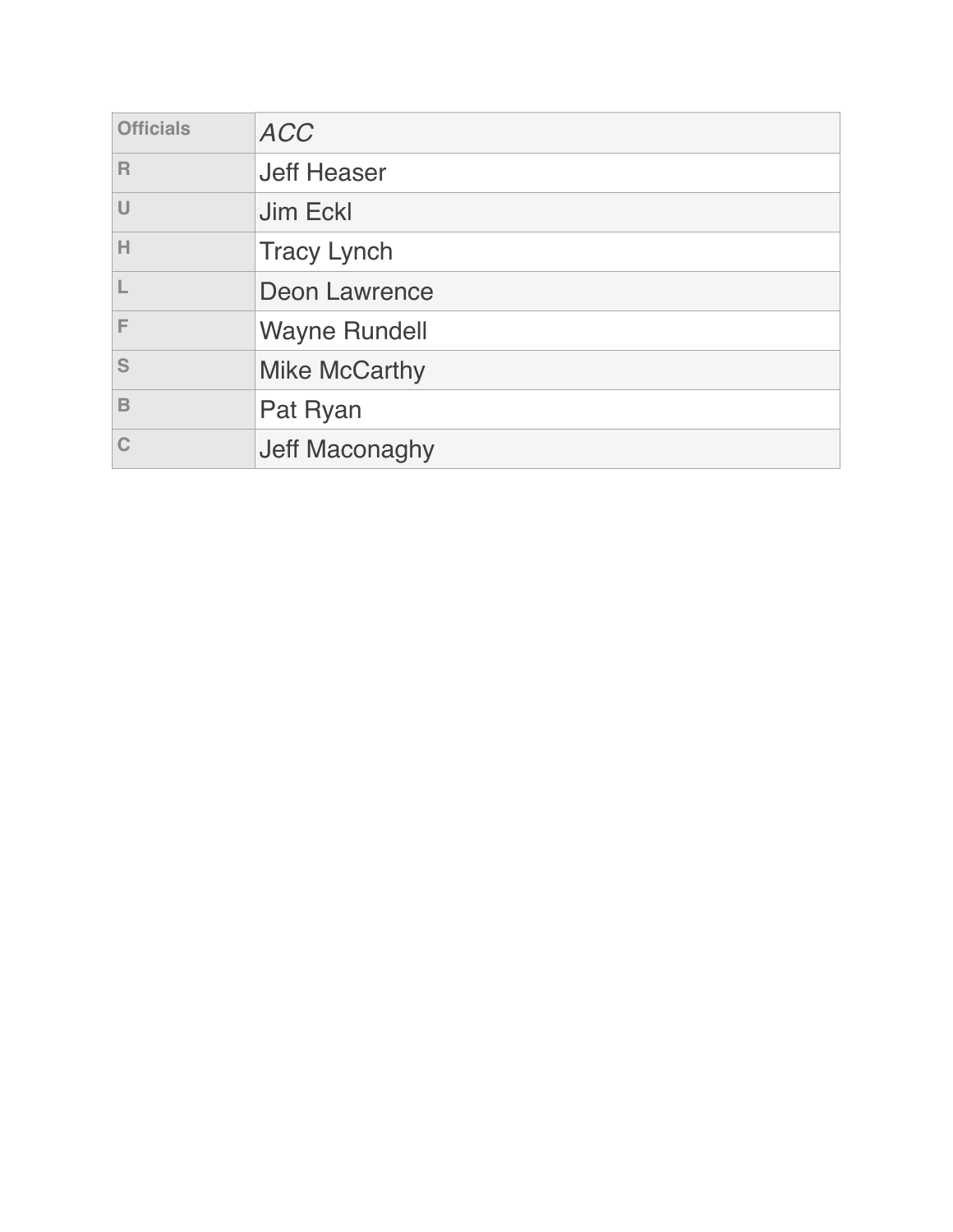| Officials | *ACC* |
|---|---|
| R | Jeff Heaser |
| U | Jim Eckl |
| H | Tracy Lynch |
| L | Deon Lawrence |
| F | Wayne Rundell |
| S | Mike McCarthy |
| B | Pat Ryan |
| C | Jeff Maconaghy |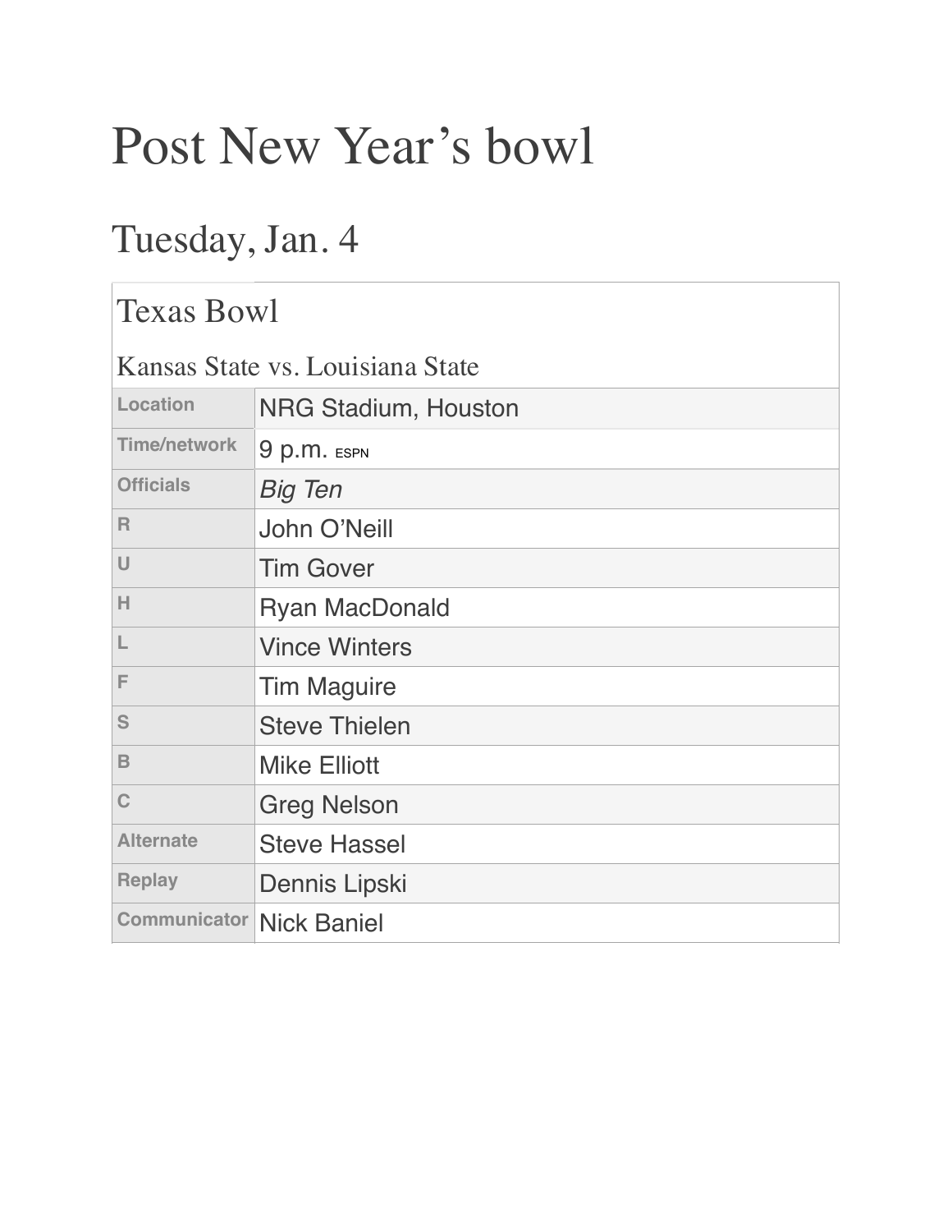# Post New Year's bowl

## Tuesday, Jan. 4

### Texas Bowl

Kansas State vs. Louisiana State

| | |
|---|---|
| Location | NRG Stadium, Houston |
| Time/network | 9 p.m. ESPN |
| Officials | *Big Ten* |
| R | John O'Neill |
| U | Tim Gover |
| H | Ryan MacDonald |
| L | Vince Winters |
| F | Tim Maguire |
| S | Steve Thielen |
| B | Mike Elliott |
| C | Greg Nelson |
| Alternate | Steve Hassel |
| Replay | Dennis Lipski |
| Communicator | Nick Baniel |